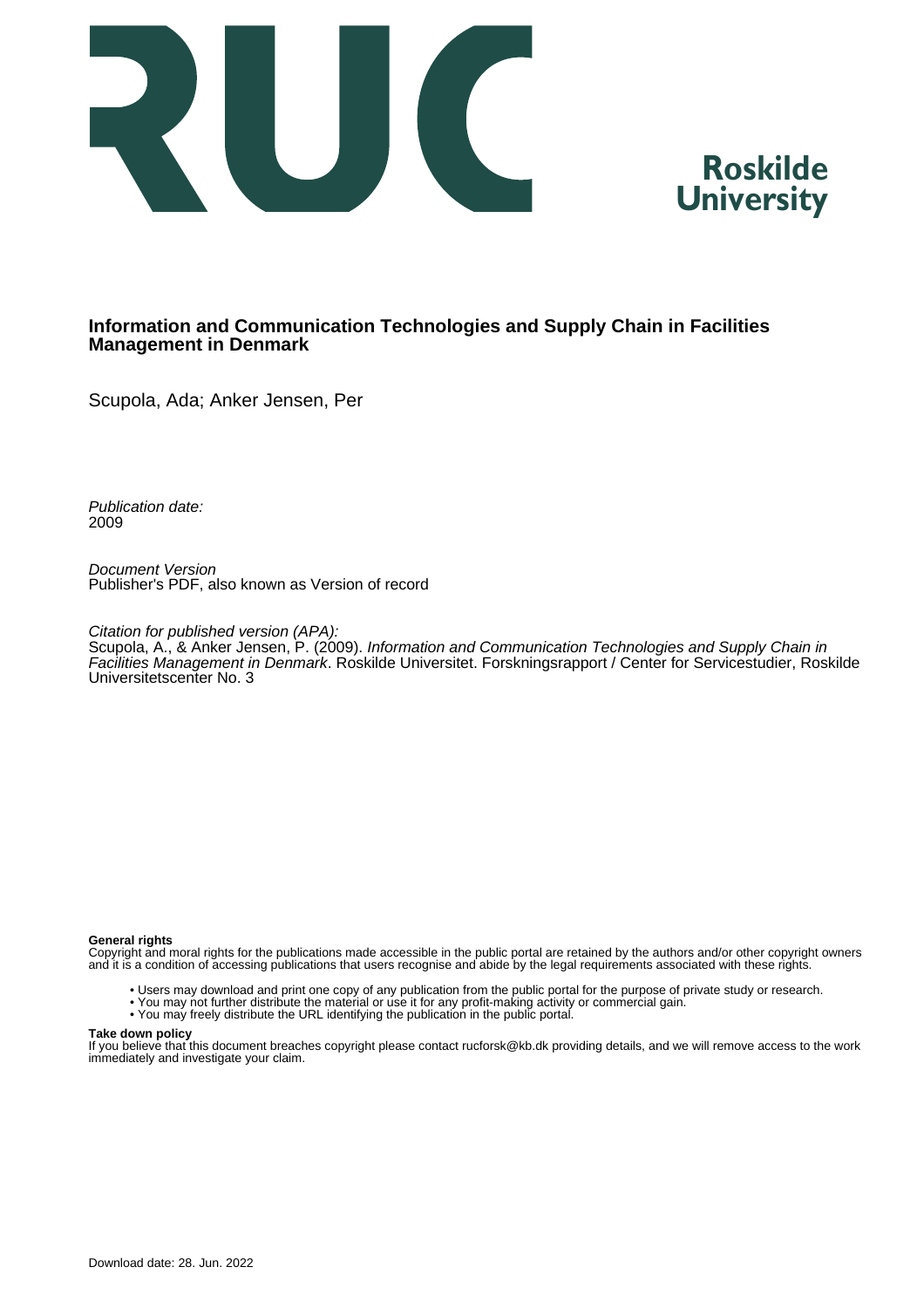Roskilde University

# Information and Communication Technologies and Supply Chain in Facilities Management in Denmark

Scupola, Ada; Anker Jensen, Per

*Publication date:*
2009

*Document Version*
Publisher's PDF, also known as Version of record

*Citation for published version (APA):*
Scupola, A., & Anker Jensen, P. (2009). *Information and Communication Technologies and Supply Chain in Facilities Management in Denmark*. Roskilde Universitet. Forskningsrapport / Center for Servicestudier, Roskilde Universitetscenter No. 3

**General rights**
Copyright and moral rights for the publications made accessible in the public portal are retained by the authors and/or other copyright owners and it is a condition of accessing publications that users recognise and abide by the legal requirements associated with these rights.

- Users may download and print one copy of any publication from the public portal for the purpose of private study or research.
- You may not further distribute the material or use it for any profit-making activity or commercial gain.
- You may freely distribute the URL identifying the publication in the public portal.

**Take down policy**
If you believe that this document breaches copyright please contact rucforsk@kb.dk providing details, and we will remove access to the work immediately and investigate your claim.

Download date: 28. Jun. 2022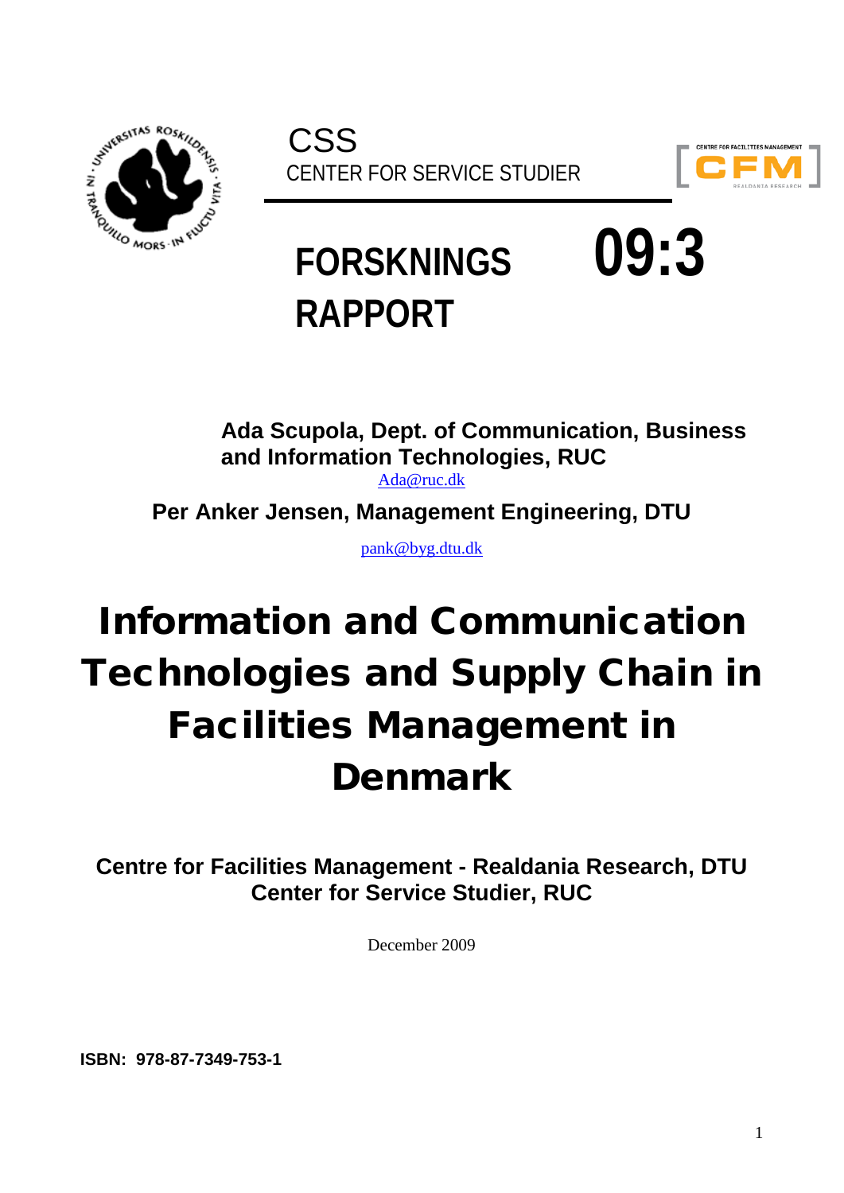CSS

CENTER FOR SERVICE STUDIER

# FORSKNINGS RAPPORT 09:3

**Ada Scupola, Dept. of Communication, Business and Information Technologies, RUC**

Ada@ruc.dk

**Per Anker Jensen, Management Engineering, DTU**

pank@byg.dtu.dk

# Information and Communication Technologies and Supply Chain in Facilities Management in Denmark

**Centre for Facilities Management - Realdania Research, DTU**
**Center for Service Studier, RUC**

December 2009

**ISBN: 978-87-7349-753-1**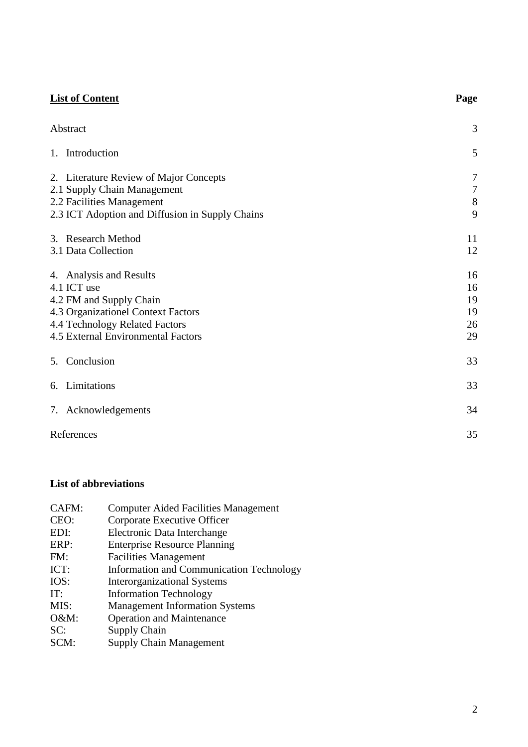## List of Content

| | Page |
|---|---|
| Abstract | 3 |
| 1. Introduction | 5 |
| 2. Literature Review of Major Concepts | 7 |
| 2.1 Supply Chain Management | 7 |
| 2.2 Facilities Management | 8 |
| 2.3 ICT Adoption and Diffusion in Supply Chains | 9 |
| 3. Research Method | 11 |
| 3.1 Data Collection | 12 |
| 4. Analysis and Results | 16 |
| 4.1 ICT use | 16 |
| 4.2 FM and Supply Chain | 19 |
| 4.3 Organizationel Context Factors | 19 |
| 4.4 Technology Related Factors | 26 |
| 4.5 External Environmental Factors | 29 |
| 5. Conclusion | 33 |
| 6. Limitations | 33 |
| 7. Acknowledgements | 34 |
| References | 35 |

**List of abbreviations**

| | |
|---|---|
| CAFM: | Computer Aided Facilities Management |
| CEO: | Corporate Executive Officer |
| EDI: | Electronic Data Interchange |
| ERP: | Enterprise Resource Planning |
| FM: | Facilities Management |
| ICT: | Information and Communication Technology |
| IOS: | Interorganizational Systems |
| IT: | Information Technology |
| MIS: | Management Information Systems |
| O&M: | Operation and Maintenance |
| SC: | Supply Chain |
| SCM: | Supply Chain Management |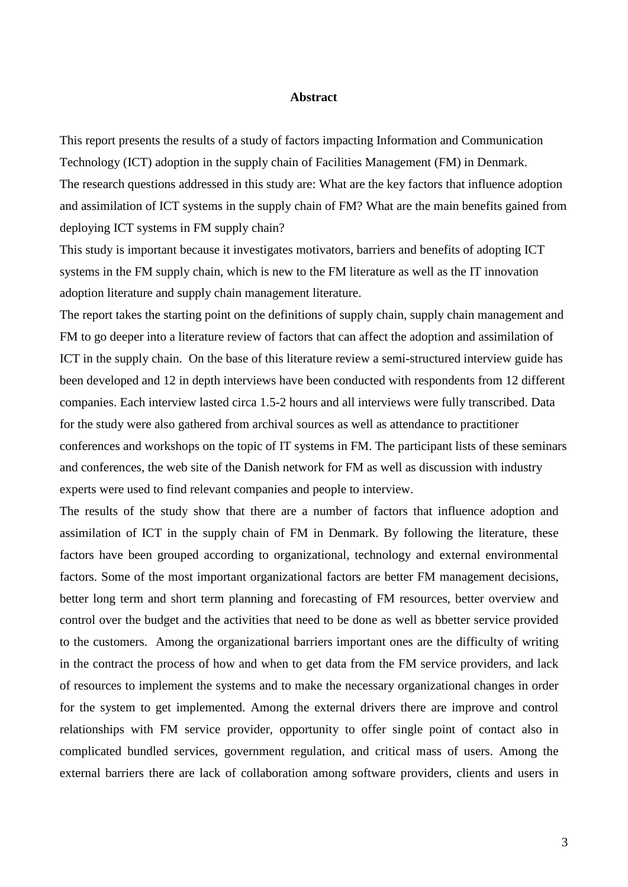# Abstract

This report presents the results of a study of factors impacting Information and Communication Technology (ICT) adoption in the supply chain of Facilities Management (FM) in Denmark.
The research questions addressed in this study are: What are the key factors that influence adoption and assimilation of ICT systems in the supply chain of FM? What are the main benefits gained from deploying ICT systems in FM supply chain?
This study is important because it investigates motivators, barriers and benefits of adopting ICT systems in the FM supply chain, which is new to the FM literature as well as the IT innovation adoption literature and supply chain management literature.
The report takes the starting point on the definitions of supply chain, supply chain management and FM to go deeper into a literature review of factors that can affect the adoption and assimilation of ICT in the supply chain. On the base of this literature review a semi-structured interview guide has been developed and 12 in depth interviews have been conducted with respondents from 12 different companies. Each interview lasted circa 1.5-2 hours and all interviews were fully transcribed. Data for the study were also gathered from archival sources as well as attendance to practitioner conferences and workshops on the topic of IT systems in FM. The participant lists of these seminars and conferences, the web site of the Danish network for FM as well as discussion with industry experts were used to find relevant companies and people to interview.
The results of the study show that there are a number of factors that influence adoption and assimilation of ICT in the supply chain of FM in Denmark. By following the literature, these factors have been grouped according to organizational, technology and external environmental factors. Some of the most important organizational factors are better FM management decisions, better long term and short term planning and forecasting of FM resources, better overview and control over the budget and the activities that need to be done as well as bbetter service provided to the customers. Among the organizational barriers important ones are the difficulty of writing in the contract the process of how and when to get data from the FM service providers, and lack of resources to implement the systems and to make the necessary organizational changes in order for the system to get implemented. Among the external drivers there are improve and control relationships with FM service provider, opportunity to offer single point of contact also in complicated bundled services, government regulation, and critical mass of users. Among the external barriers there are lack of collaboration among software providers, clients and users in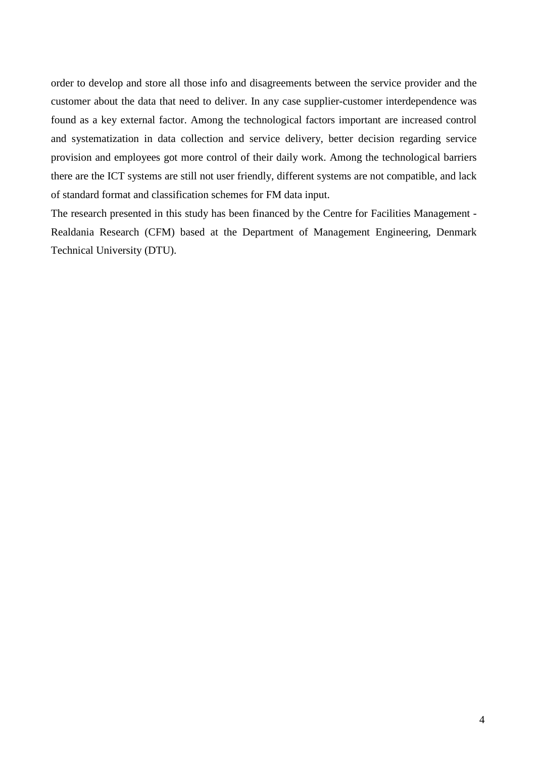order to develop and store all those info and disagreements between the service provider and the customer about the data that need to deliver. In any case supplier-customer interdependence was found as a key external factor. Among the technological factors important are increased control and systematization in data collection and service delivery, better decision regarding service provision and employees got more control of their daily work. Among the technological barriers there are the ICT systems are still not user friendly, different systems are not compatible, and lack of standard format and classification schemes for FM data input.

The research presented in this study has been financed by the Centre for Facilities Management - Realdania Research (CFM) based at the Department of Management Engineering, Denmark Technical University (DTU).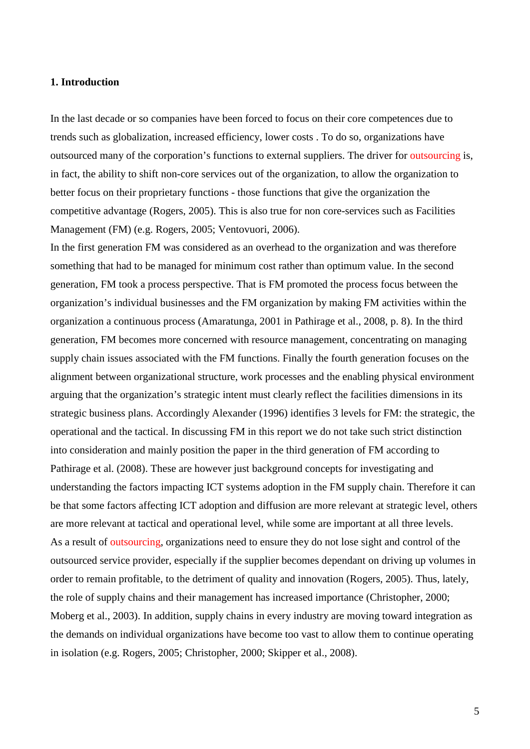## 1. Introduction

In the last decade or so companies have been forced to focus on their core competences due to trends such as globalization, increased efficiency, lower costs . To do so, organizations have outsourced many of the corporation's functions to external suppliers. The driver for outsourcing is, in fact, the ability to shift non-core services out of the organization, to allow the organization to better focus on their proprietary functions - those functions that give the organization the competitive advantage (Rogers, 2005). This is also true for non core-services such as Facilities Management (FM) (e.g. Rogers, 2005; Ventovuori, 2006).

In the first generation FM was considered as an overhead to the organization and was therefore something that had to be managed for minimum cost rather than optimum value. In the second generation, FM took a process perspective. That is FM promoted the process focus between the organization's individual businesses and the FM organization by making FM activities within the organization a continuous process (Amaratunga, 2001 in Pathirage et al., 2008, p. 8). In the third generation, FM becomes more concerned with resource management, concentrating on managing supply chain issues associated with the FM functions. Finally the fourth generation focuses on the alignment between organizational structure, work processes and the enabling physical environment arguing that the organization's strategic intent must clearly reflect the facilities dimensions in its strategic business plans. Accordingly Alexander (1996) identifies 3 levels for FM: the strategic, the operational and the tactical. In discussing FM in this report we do not take such strict distinction into consideration and mainly position the paper in the third generation of FM according to Pathirage et al. (2008). These are however just background concepts for investigating and understanding the factors impacting ICT systems adoption in the FM supply chain. Therefore it can be that some factors affecting ICT adoption and diffusion are more relevant at strategic level, others are more relevant at tactical and operational level, while some are important at all three levels.

As a result of outsourcing, organizations need to ensure they do not lose sight and control of the outsourced service provider, especially if the supplier becomes dependant on driving up volumes in order to remain profitable, to the detriment of quality and innovation (Rogers, 2005). Thus, lately, the role of supply chains and their management has increased importance (Christopher, 2000; Moberg et al., 2003). In addition, supply chains in every industry are moving toward integration as the demands on individual organizations have become too vast to allow them to continue operating in isolation (e.g. Rogers, 2005; Christopher, 2000; Skipper et al., 2008).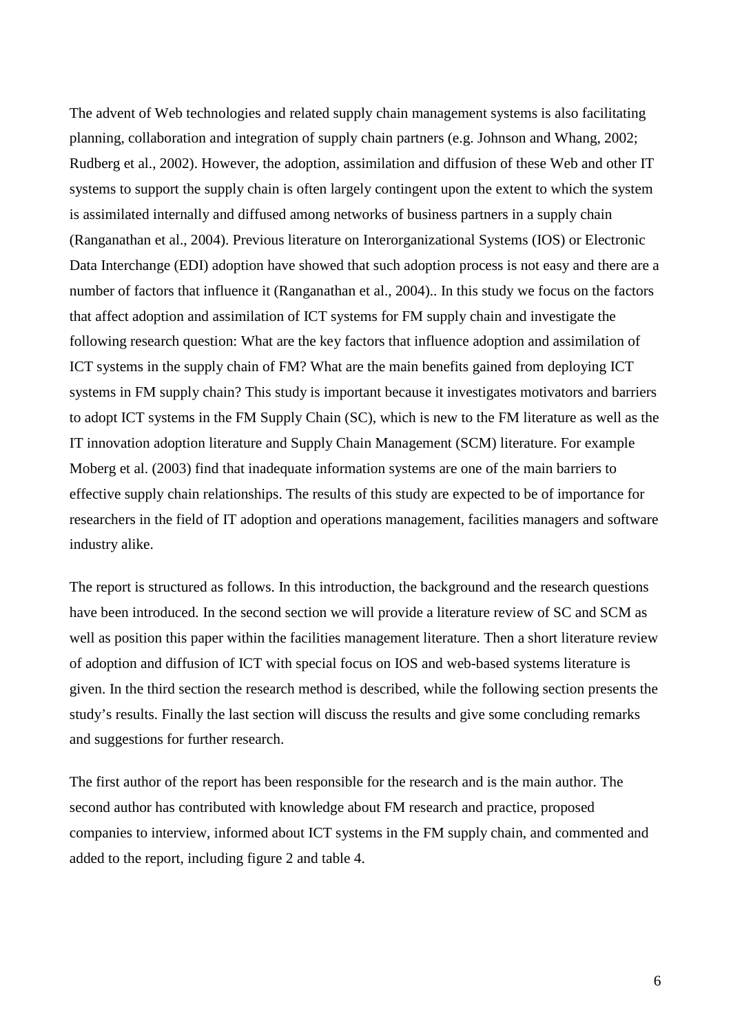The advent of Web technologies and related supply chain management systems is also facilitating planning, collaboration and integration of supply chain partners (e.g. Johnson and Whang, 2002; Rudberg et al., 2002). However, the adoption, assimilation and diffusion of these Web and other IT systems to support the supply chain is often largely contingent upon the extent to which the system is assimilated internally and diffused among networks of business partners in a supply chain (Ranganathan et al., 2004). Previous literature on Interorganizational Systems (IOS) or Electronic Data Interchange (EDI) adoption have showed that such adoption process is not easy and there are a number of factors that influence it (Ranganathan et al., 2004).. In this study we focus on the factors that affect adoption and assimilation of ICT systems for FM supply chain and investigate the following research question: What are the key factors that influence adoption and assimilation of ICT systems in the supply chain of FM? What are the main benefits gained from deploying ICT systems in FM supply chain? This study is important because it investigates motivators and barriers to adopt ICT systems in the FM Supply Chain (SC), which is new to the FM literature as well as the IT innovation adoption literature and Supply Chain Management (SCM) literature. For example Moberg et al. (2003) find that inadequate information systems are one of the main barriers to effective supply chain relationships. The results of this study are expected to be of importance for researchers in the field of IT adoption and operations management, facilities managers and software industry alike.

The report is structured as follows. In this introduction, the background and the research questions have been introduced. In the second section we will provide a literature review of SC and SCM as well as position this paper within the facilities management literature. Then a short literature review of adoption and diffusion of ICT with special focus on IOS and web-based systems literature is given. In the third section the research method is described, while the following section presents the study's results. Finally the last section will discuss the results and give some concluding remarks and suggestions for further research.

The first author of the report has been responsible for the research and is the main author. The second author has contributed with knowledge about FM research and practice, proposed companies to interview, informed about ICT systems in the FM supply chain, and commented and added to the report, including figure 2 and table 4.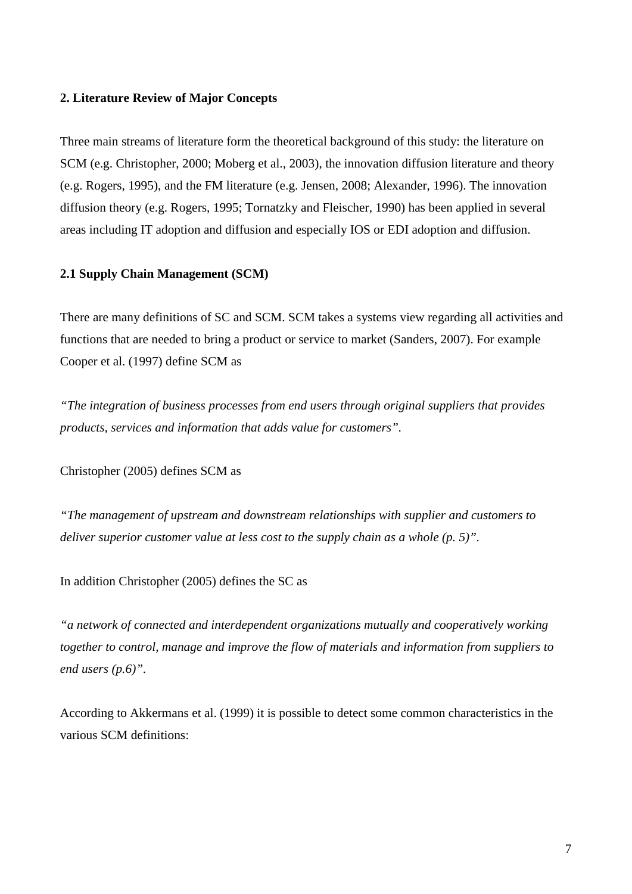## 2. Literature Review of Major Concepts

Three main streams of literature form the theoretical background of this study: the literature on SCM (e.g. Christopher, 2000; Moberg et al., 2003), the innovation diffusion literature and theory (e.g. Rogers, 1995), and the FM literature (e.g. Jensen, 2008; Alexander, 1996). The innovation diffusion theory (e.g. Rogers, 1995; Tornatzky and Fleischer, 1990) has been applied in several areas including IT adoption and diffusion and especially IOS or EDI adoption and diffusion.

### 2.1 Supply Chain Management (SCM)

There are many definitions of SC and SCM. SCM takes a systems view regarding all activities and functions that are needed to bring a product or service to market (Sanders, 2007). For example Cooper et al. (1997) define SCM as

*"The integration of business processes from end users through original suppliers that provides products, services and information that adds value for customers".*

Christopher (2005) defines SCM as

*"The management of upstream and downstream relationships with supplier and customers to deliver superior customer value at less cost to the supply chain as a whole (p. 5)".*

In addition Christopher (2005) defines the SC as

*"a network of connected and interdependent organizations mutually and cooperatively working together to control, manage and improve the flow of materials and information from suppliers to end users (p.6)".*

According to Akkermans et al. (1999) it is possible to detect some common characteristics in the various SCM definitions: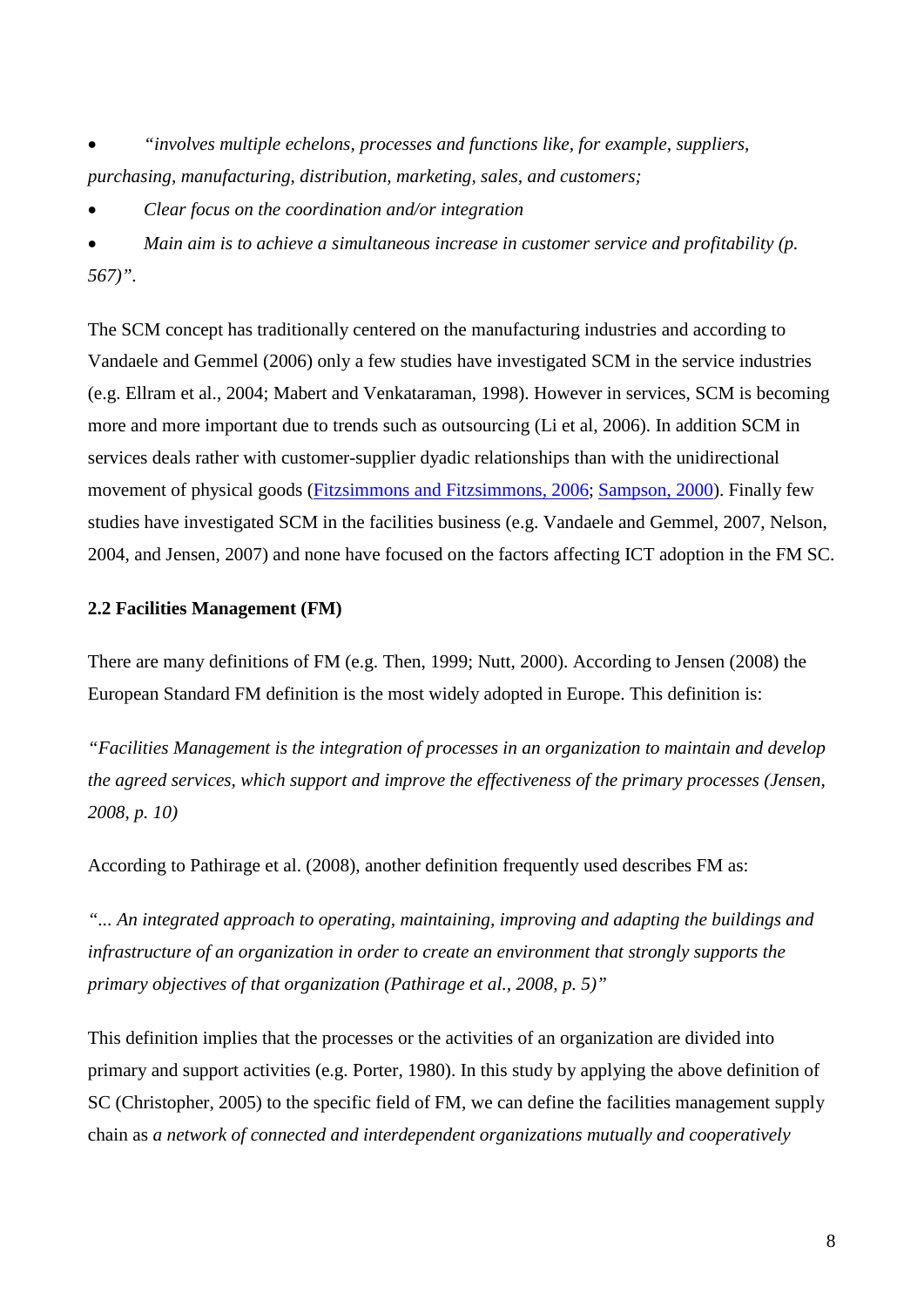- *"involves multiple echelons, processes and functions like, for example, suppliers, purchasing, manufacturing, distribution, marketing, sales, and customers;*
- *Clear focus on the coordination and/or integration*
- *Main aim is to achieve a simultaneous increase in customer service and profitability (p. 567)".*

The SCM concept has traditionally centered on the manufacturing industries and according to Vandaele and Gemmel (2006) only a few studies have investigated SCM in the service industries (e.g. Ellram et al., 2004; Mabert and Venkataraman, 1998). However in services, SCM is becoming more and more important due to trends such as outsourcing (Li et al, 2006). In addition SCM in services deals rather with customer-supplier dyadic relationships than with the unidirectional movement of physical goods (Fitzsimmons and Fitzsimmons, 2006; Sampson, 2000). Finally few studies have investigated SCM in the facilities business (e.g. Vandaele and Gemmel, 2007, Nelson, 2004, and Jensen, 2007) and none have focused on the factors affecting ICT adoption in the FM SC.

**2.2 Facilities Management (FM)**

There are many definitions of FM (e.g. Then, 1999; Nutt, 2000). According to Jensen (2008) the European Standard FM definition is the most widely adopted in Europe. This definition is:

*"Facilities Management is the integration of processes in an organization to maintain and develop the agreed services, which support and improve the effectiveness of the primary processes (Jensen, 2008, p. 10)*

According to Pathirage et al. (2008), another definition frequently used describes FM as:

*"... An integrated approach to operating, maintaining, improving and adapting the buildings and infrastructure of an organization in order to create an environment that strongly supports the primary objectives of that organization (Pathirage et al., 2008, p. 5)"*

This definition implies that the processes or the activities of an organization are divided into primary and support activities (e.g. Porter, 1980). In this study by applying the above definition of SC (Christopher, 2005) to the specific field of FM, we can define the facilities management supply chain as *a network of connected and interdependent organizations mutually and cooperatively*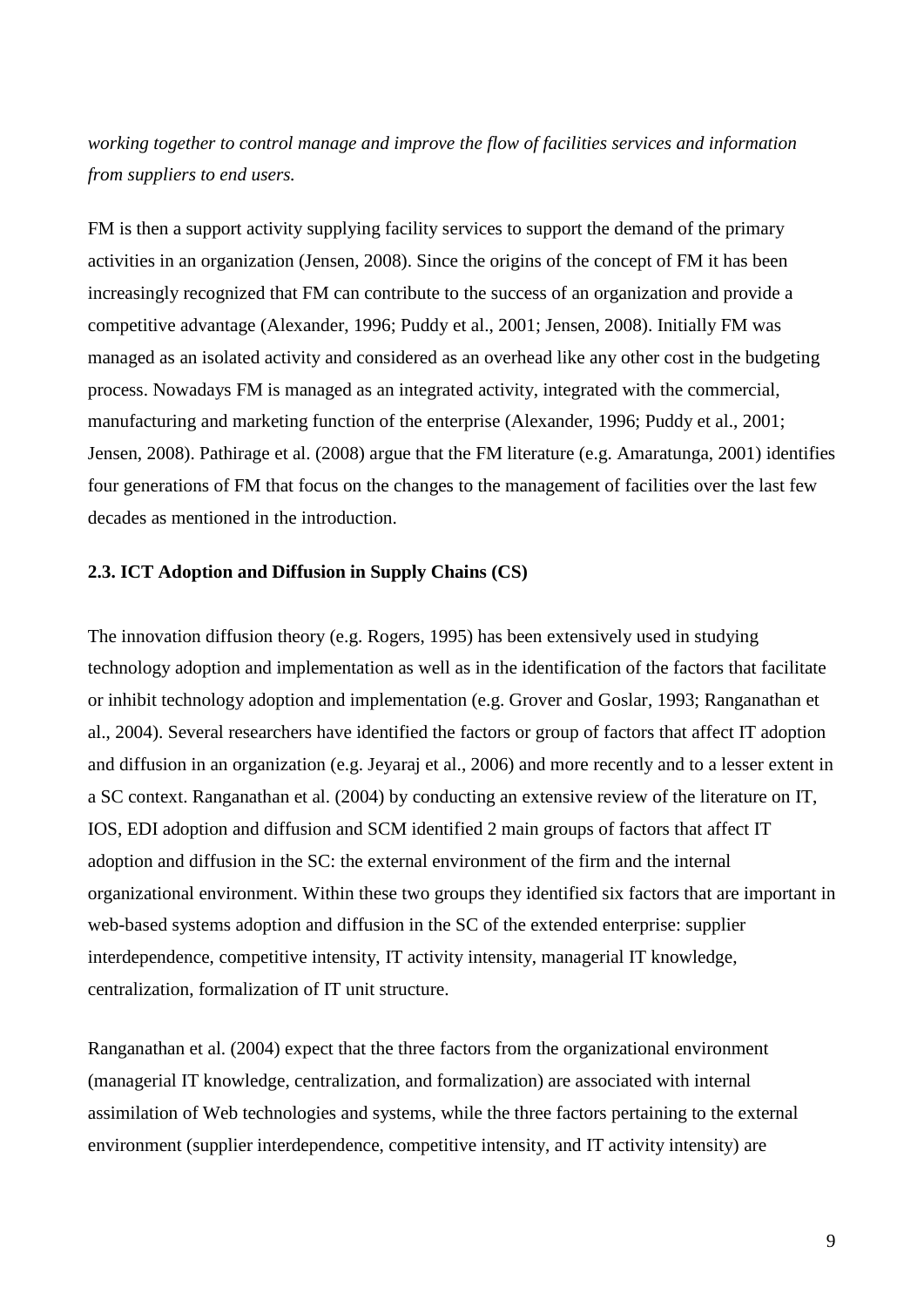*working together to control manage and improve the flow of facilities services and information from suppliers to end users.*

FM is then a support activity supplying facility services to support the demand of the primary activities in an organization (Jensen, 2008). Since the origins of the concept of FM it has been increasingly recognized that FM can contribute to the success of an organization and provide a competitive advantage (Alexander, 1996; Puddy et al., 2001; Jensen, 2008). Initially FM was managed as an isolated activity and considered as an overhead like any other cost in the budgeting process. Nowadays FM is managed as an integrated activity, integrated with the commercial, manufacturing and marketing function of the enterprise (Alexander, 1996; Puddy et al., 2001; Jensen, 2008). Pathirage et al. (2008) argue that the FM literature (e.g. Amaratunga, 2001) identifies four generations of FM that focus on the changes to the management of facilities over the last few decades as mentioned in the introduction.

### 2.3. ICT Adoption and Diffusion in Supply Chains (CS)

The innovation diffusion theory (e.g. Rogers, 1995) has been extensively used in studying technology adoption and implementation as well as in the identification of the factors that facilitate or inhibit technology adoption and implementation (e.g. Grover and Goslar, 1993; Ranganathan et al., 2004). Several researchers have identified the factors or group of factors that affect IT adoption and diffusion in an organization (e.g. Jeyaraj et al., 2006) and more recently and to a lesser extent in a SC context. Ranganathan et al. (2004) by conducting an extensive review of the literature on IT, IOS, EDI adoption and diffusion and SCM identified 2 main groups of factors that affect IT adoption and diffusion in the SC: the external environment of the firm and the internal organizational environment. Within these two groups they identified six factors that are important in web-based systems adoption and diffusion in the SC of the extended enterprise: supplier interdependence, competitive intensity, IT activity intensity, managerial IT knowledge, centralization, formalization of IT unit structure.

Ranganathan et al. (2004) expect that the three factors from the organizational environment (managerial IT knowledge, centralization, and formalization) are associated with internal assimilation of Web technologies and systems, while the three factors pertaining to the external environment (supplier interdependence, competitive intensity, and IT activity intensity) are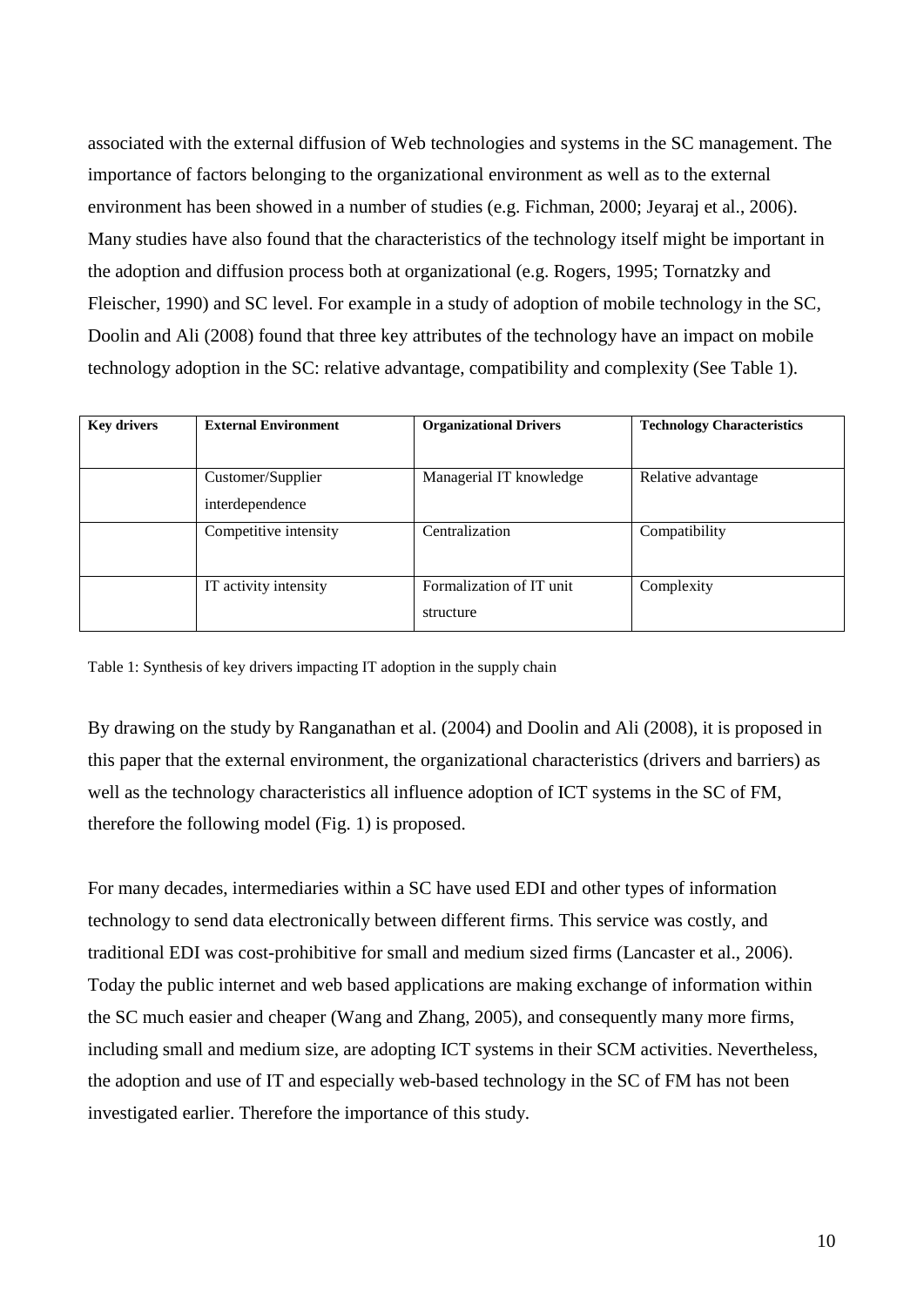associated with the external diffusion of Web technologies and systems in the SC management. The importance of factors belonging to the organizational environment as well as to the external environment has been showed in a number of studies (e.g. Fichman, 2000; Jeyaraj et al., 2006). Many studies have also found that the characteristics of the technology itself might be important in the adoption and diffusion process both at organizational (e.g. Rogers, 1995; Tornatzky and Fleischer, 1990) and SC level. For example in a study of adoption of mobile technology in the SC, Doolin and Ali (2008) found that three key attributes of the technology have an impact on mobile technology adoption in the SC: relative advantage, compatibility and complexity (See Table 1).

| **Key drivers** | **External Environment** | **Organizational Drivers** | **Technology Characteristics** |
|---|---|---|---|
| | Customer/Supplier interdependence | Managerial IT knowledge | Relative advantage |
| | Competitive intensity | Centralization | Compatibility |
| | IT activity intensity | Formalization of IT unit structure | Complexity |

Table 1: Synthesis of key drivers impacting IT adoption in the supply chain

By drawing on the study by Ranganathan et al. (2004) and Doolin and Ali (2008), it is proposed in this paper that the external environment, the organizational characteristics (drivers and barriers) as well as the technology characteristics all influence adoption of ICT systems in the SC of FM, therefore the following model (Fig. 1) is proposed.

For many decades, intermediaries within a SC have used EDI and other types of information technology to send data electronically between different firms. This service was costly, and traditional EDI was cost-prohibitive for small and medium sized firms (Lancaster et al., 2006). Today the public internet and web based applications are making exchange of information within the SC much easier and cheaper (Wang and Zhang, 2005), and consequently many more firms, including small and medium size, are adopting ICT systems in their SCM activities. Nevertheless, the adoption and use of IT and especially web-based technology in the SC of FM has not been investigated earlier. Therefore the importance of this study.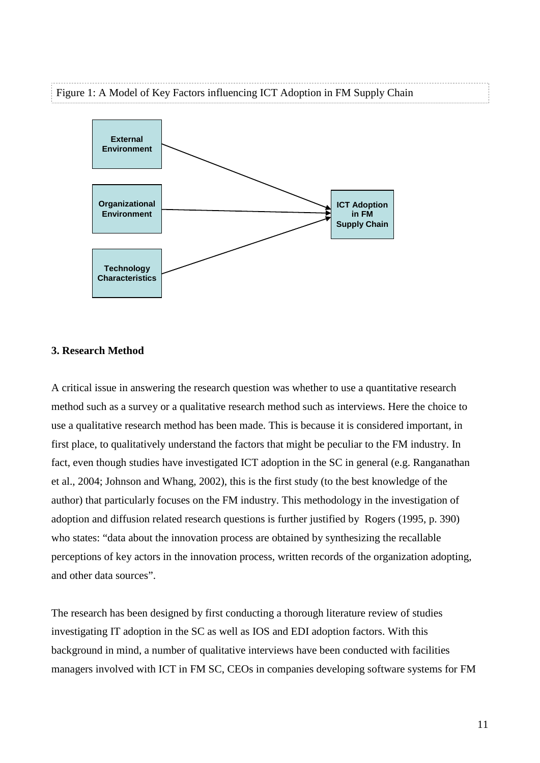Figure 1: A Model of Key Factors influencing ICT Adoption in FM Supply Chain

External Environment

Organizational Environment

Technology Characteristics

ICT Adoption in FM Supply Chain

### 3. Research Method

A critical issue in answering the research question was whether to use a quantitative research method such as a survey or a qualitative research method such as interviews. Here the choice to use a qualitative research method has been made. This is because it is considered important, in first place, to qualitatively understand the factors that might be peculiar to the FM industry. In fact, even though studies have investigated ICT adoption in the SC in general (e.g. Ranganathan et al., 2004; Johnson and Whang, 2002), this is the first study (to the best knowledge of the author) that particularly focuses on the FM industry. This methodology in the investigation of adoption and diffusion related research questions is further justified by Rogers (1995, p. 390) who states: “data about the innovation process are obtained by synthesizing the recallable perceptions of key actors in the innovation process, written records of the organization adopting, and other data sources”.

The research has been designed by first conducting a thorough literature review of studies investigating IT adoption in the SC as well as IOS and EDI adoption factors. With this background in mind, a number of qualitative interviews have been conducted with facilities managers involved with ICT in FM SC, CEOs in companies developing software systems for FM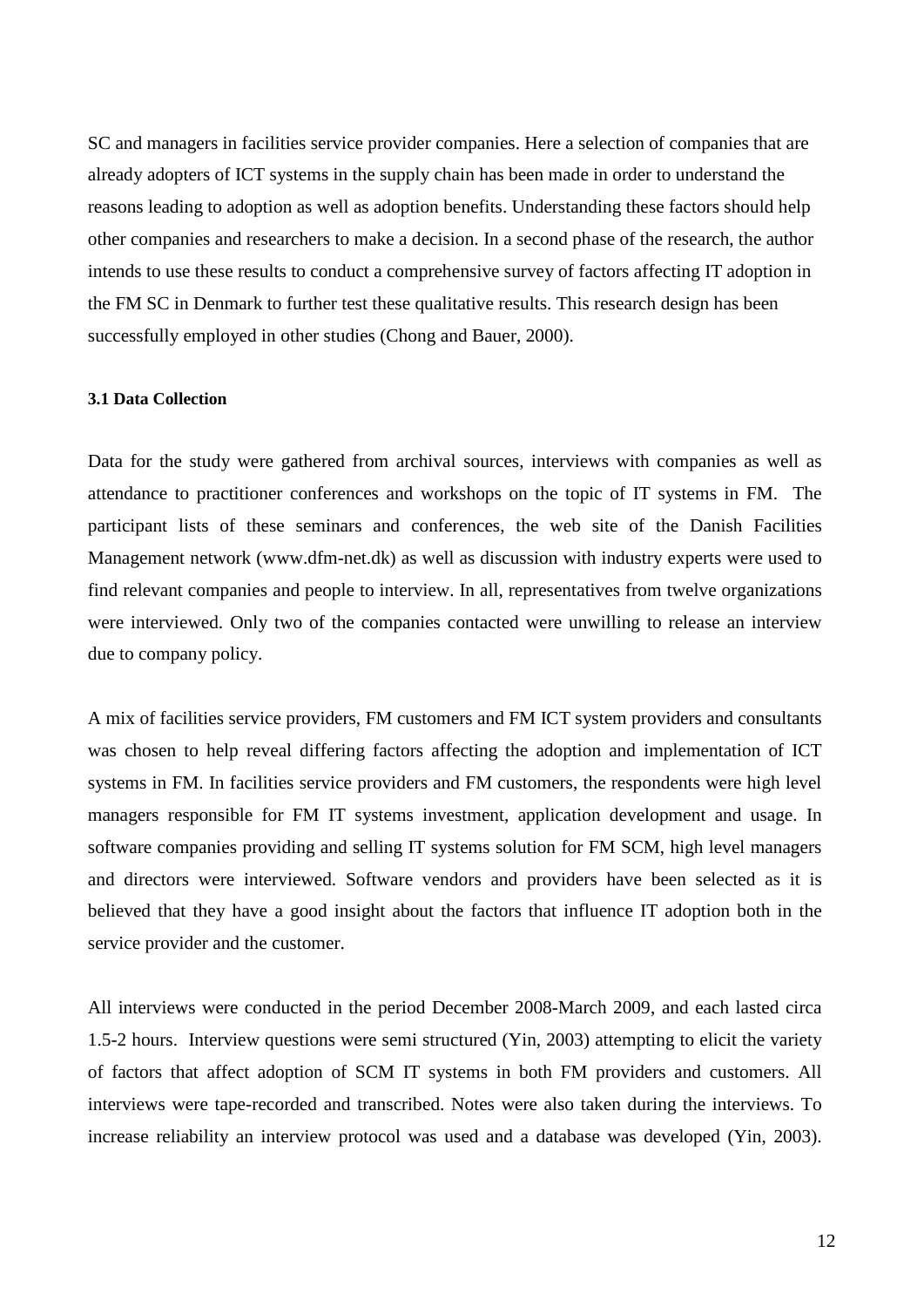SC and managers in facilities service provider companies. Here a selection of companies that are already adopters of ICT systems in the supply chain has been made in order to understand the reasons leading to adoption as well as adoption benefits. Understanding these factors should help other companies and researchers to make a decision. In a second phase of the research, the author intends to use these results to conduct a comprehensive survey of factors affecting IT adoption in the FM SC in Denmark to further test these qualitative results. This research design has been successfully employed in other studies (Chong and Bauer, 2000).

### 3.1 Data Collection

Data for the study were gathered from archival sources, interviews with companies as well as attendance to practitioner conferences and workshops on the topic of IT systems in FM. The participant lists of these seminars and conferences, the web site of the Danish Facilities Management network (www.dfm-net.dk) as well as discussion with industry experts were used to find relevant companies and people to interview. In all, representatives from twelve organizations were interviewed. Only two of the companies contacted were unwilling to release an interview due to company policy.

A mix of facilities service providers, FM customers and FM ICT system providers and consultants was chosen to help reveal differing factors affecting the adoption and implementation of ICT systems in FM. In facilities service providers and FM customers, the respondents were high level managers responsible for FM IT systems investment, application development and usage. In software companies providing and selling IT systems solution for FM SCM, high level managers and directors were interviewed. Software vendors and providers have been selected as it is believed that they have a good insight about the factors that influence IT adoption both in the service provider and the customer.

All interviews were conducted in the period December 2008-March 2009, and each lasted circa 1.5-2 hours. Interview questions were semi structured (Yin, 2003) attempting to elicit the variety of factors that affect adoption of SCM IT systems in both FM providers and customers. All interviews were tape-recorded and transcribed. Notes were also taken during the interviews. To increase reliability an interview protocol was used and a database was developed (Yin, 2003).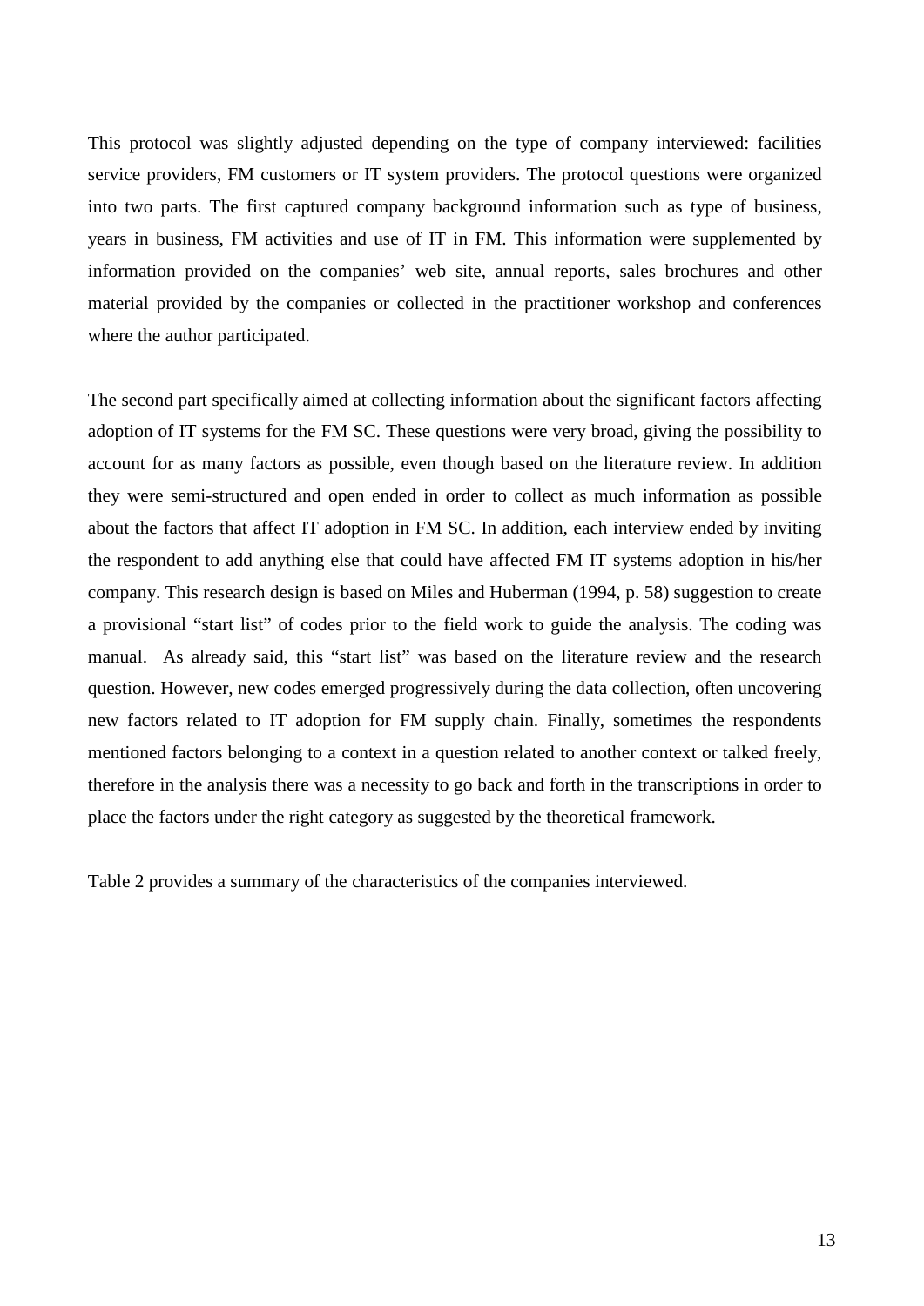This protocol was slightly adjusted depending on the type of company interviewed: facilities service providers, FM customers or IT system providers. The protocol questions were organized into two parts. The first captured company background information such as type of business, years in business, FM activities and use of IT in FM. This information were supplemented by information provided on the companies' web site, annual reports, sales brochures and other material provided by the companies or collected in the practitioner workshop and conferences where the author participated.

The second part specifically aimed at collecting information about the significant factors affecting adoption of IT systems for the FM SC. These questions were very broad, giving the possibility to account for as many factors as possible, even though based on the literature review. In addition they were semi-structured and open ended in order to collect as much information as possible about the factors that affect IT adoption in FM SC. In addition, each interview ended by inviting the respondent to add anything else that could have affected FM IT systems adoption in his/her company. This research design is based on Miles and Huberman (1994, p. 58) suggestion to create a provisional "start list" of codes prior to the field work to guide the analysis. The coding was manual. As already said, this "start list" was based on the literature review and the research question. However, new codes emerged progressively during the data collection, often uncovering new factors related to IT adoption for FM supply chain. Finally, sometimes the respondents mentioned factors belonging to a context in a question related to another context or talked freely, therefore in the analysis there was a necessity to go back and forth in the transcriptions in order to place the factors under the right category as suggested by the theoretical framework.

Table 2 provides a summary of the characteristics of the companies interviewed.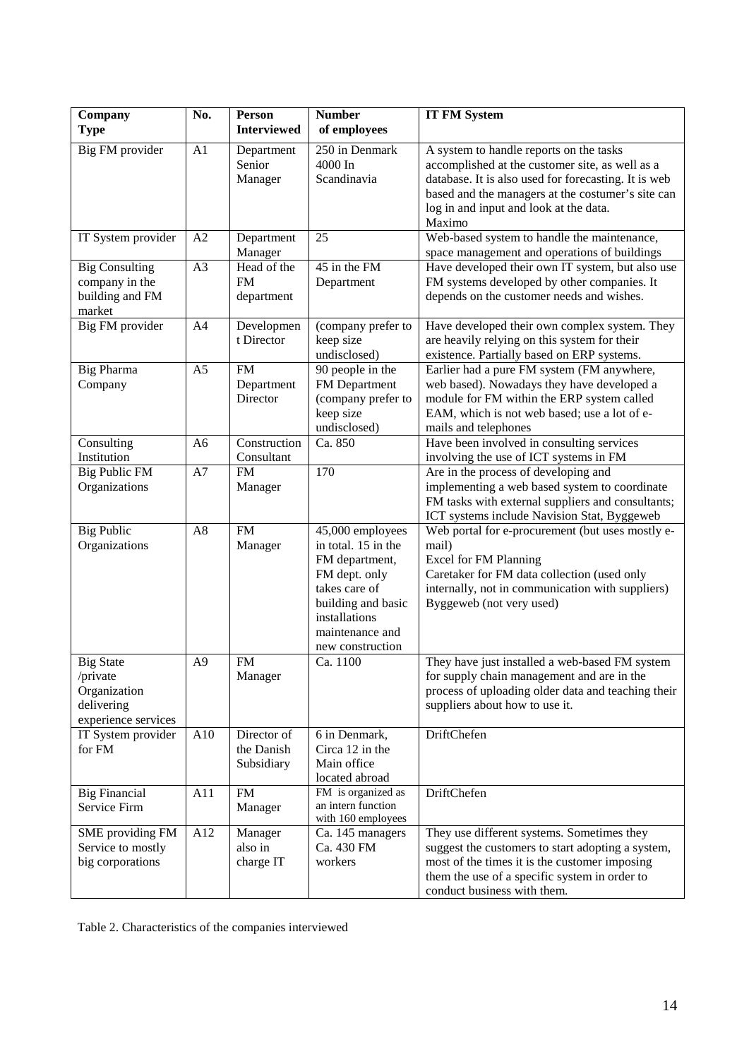| Company Type | No. | Person Interviewed | Number of employees | IT FM System |
|---|---|---|---|---|
| Big FM provider | A1 | Department Senior Manager | 250 in Denmark 4000 In Scandinavia | A system to handle reports on the tasks accomplished at the customer site, as well as a database. It is also used for forecasting. It is web based and the managers at the costumer's site can log in and input and look at the data. Maximo |
| IT System provider | A2 | Department Manager | 25 | Web-based system to handle the maintenance, space management and operations of buildings |
| Big Consulting company in the building and FM market | A3 | Head of the FM department | 45 in the FM Department | Have developed their own IT system, but also use FM systems developed by other companies. It depends on the customer needs and wishes. |
| Big FM provider | A4 | Development Director | (company prefer to keep size undisclosed) | Have developed their own complex system. They are heavily relying on this system for their existence. Partially based on ERP systems. |
| Big Pharma Company | A5 | FM Department Director | 90 people in the FM Department (company prefer to keep size undisclosed) | Earlier had a pure FM system (FM anywhere, web based). Nowadays they have developed a module for FM within the ERP system called EAM, which is not web based; use a lot of e-mails and telephones |
| Consulting Institution | A6 | Construction Consultant | Ca. 850 | Have been involved in consulting services involving the use of ICT systems in FM |
| Big Public FM Organizations | A7 | FM Manager | 170 | Are in the process of developing and implementing a web based system to coordinate FM tasks with external suppliers and consultants; ICT systems include Navision Stat, Byggeweb |
| Big Public Organizations | A8 | FM Manager | 45,000 employees in total. 15 in the FM department, FM dept. only takes care of building and basic installations maintenance and new construction | Web portal for e-procurement (but uses mostly e-mail)<br>Excel for FM Planning<br>Caretaker for FM data collection (used only internally, not in communication with suppliers)<br>Byggeweb (not very used) |
| Big State /private Organization delivering experience services | A9 | FM Manager | Ca. 1100 | They have just installed a web-based FM system for supply chain management and are in the process of uploading older data and teaching their suppliers about how to use it. |
| IT System provider for FM | A10 | Director of the Danish Subsidiary | 6 in Denmark, Circa 12 in the Main office located abroad | DriftChefen |
| Big Financial Service Firm | A11 | FM Manager | FM is organized as an intern function with 160 employees | DriftChefen |
| SME providing FM Service to mostly big corporations | A12 | Manager also in charge IT | Ca. 145 managers Ca. 430 FM workers | They use different systems. Sometimes they suggest the customers to start adopting a system, most of the times it is the customer imposing them the use of a specific system in order to conduct business with them. |

Table 2. Characteristics of the companies interviewed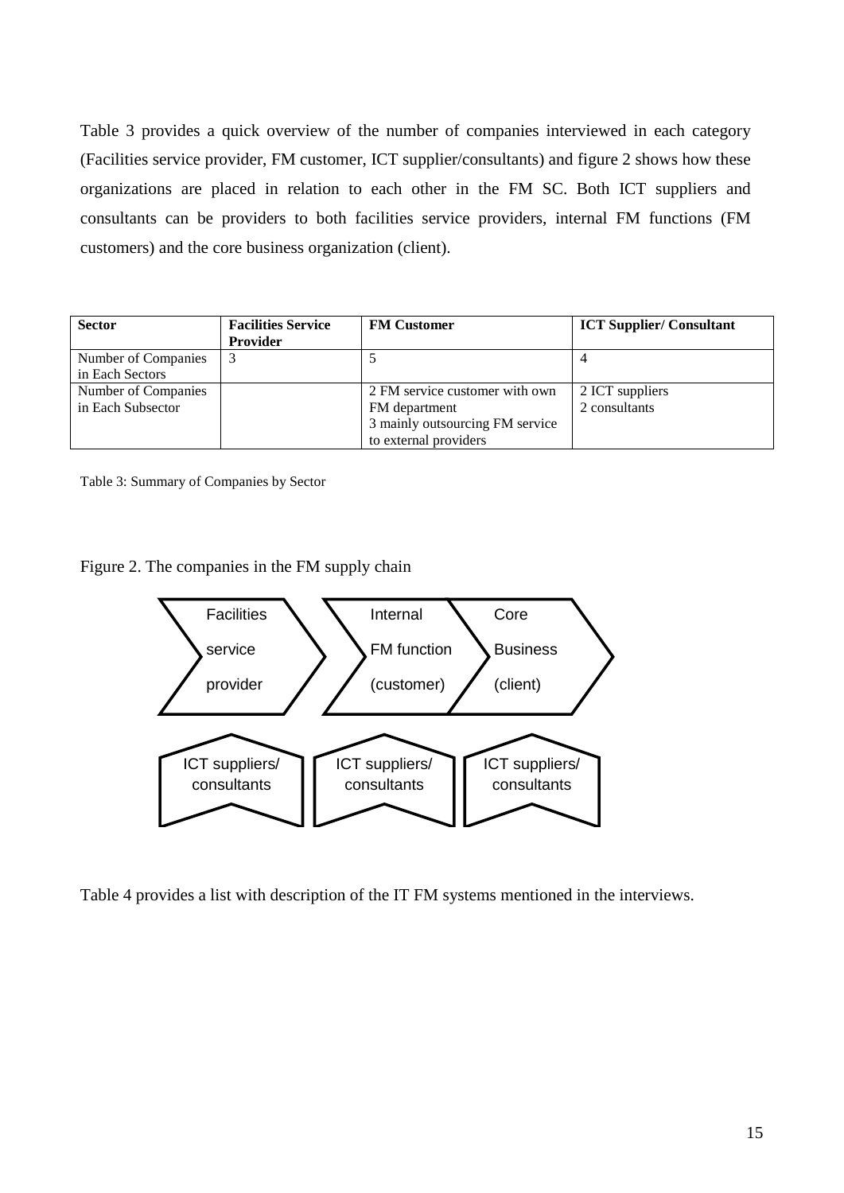Table 3 provides a quick overview of the number of companies interviewed in each category (Facilities service provider, FM customer, ICT supplier/consultants) and figure 2 shows how these organizations are placed in relation to each other in the FM SC. Both ICT suppliers and consultants can be providers to both facilities service providers, internal FM functions (FM customers) and the core business organization (client).

| **Sector** | **Facilities Service Provider** | **FM Customer** | **ICT Supplier/ Consultant** |
|---|---|---|---|
| Number of Companies in Each Sectors | 3 | 5 | 4 |
| Number of Companies in Each Subsector | | 2 FM service customer with own FM department<br>3 mainly outsourcing FM service to external providers | 2 ICT suppliers<br>2 consultants |

Table 3: Summary of Companies by Sector

Figure 2. The companies in the FM supply chain

Facilities service provider → Internal FM function (customer) → Core Business (client)

ICT suppliers/ consultants | ICT suppliers/ consultants | ICT suppliers/ consultants

Table 4 provides a list with description of the IT FM systems mentioned in the interviews.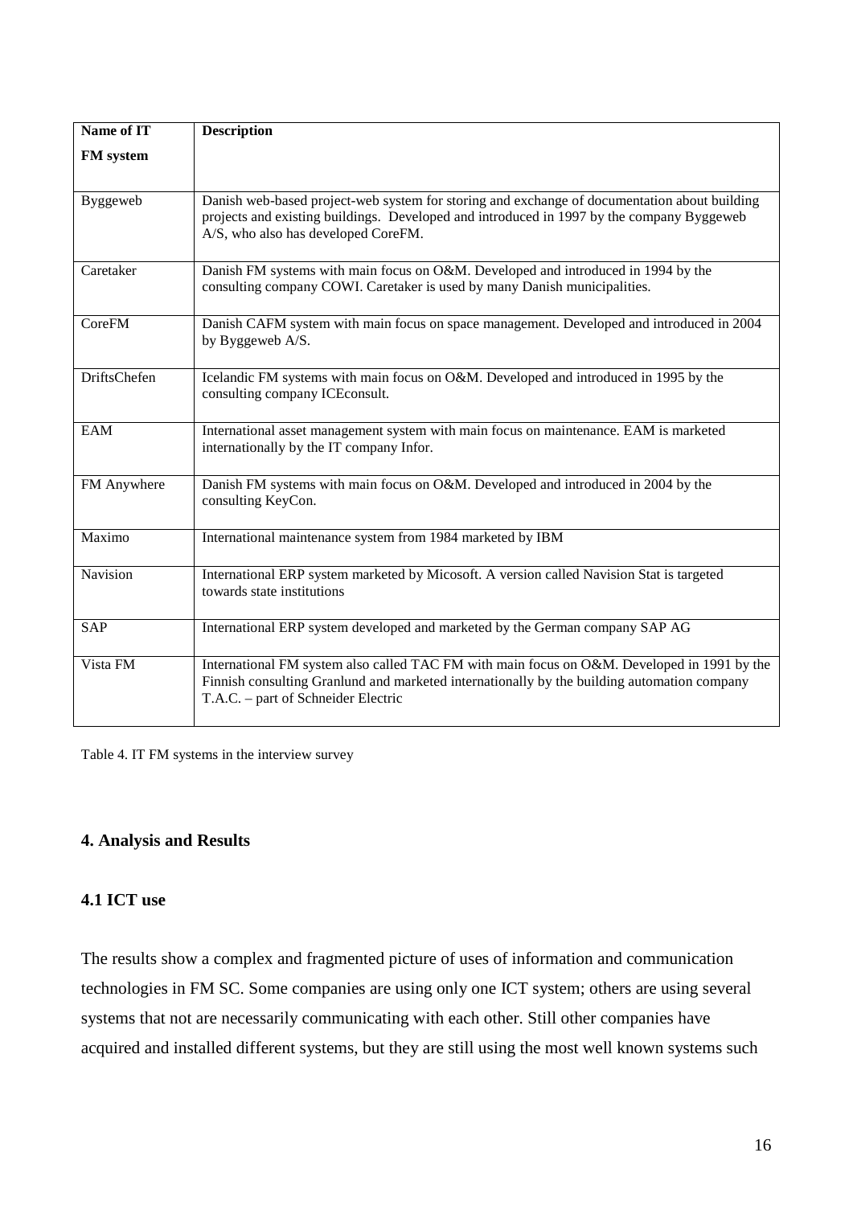| Name of IT FM system | Description |
|---|---|
| Byggeweb | Danish web-based project-web system for storing and exchange of documentation about building projects and existing buildings. Developed and introduced in 1997 by the company Byggeweb A/S, who also has developed CoreFM. |
| Caretaker | Danish FM systems with main focus on O&M. Developed and introduced in 1994 by the consulting company COWI. Caretaker is used by many Danish municipalities. |
| CoreFM | Danish CAFM system with main focus on space management. Developed and introduced in 2004 by Byggeweb A/S. |
| DriftsChefen | Icelandic FM systems with main focus on O&M. Developed and introduced in 1995 by the consulting company ICEconsult. |
| EAM | International asset management system with main focus on maintenance. EAM is marketed internationally by the IT company Infor. |
| FM Anywhere | Danish FM systems with main focus on O&M. Developed and introduced in 2004 by the consulting KeyCon. |
| Maximo | International maintenance system from 1984 marketed by IBM |
| Navision | International ERP system marketed by Micosoft. A version called Navision Stat is targeted towards state institutions |
| SAP | International ERP system developed and marketed by the German company SAP AG |
| Vista FM | International FM system also called TAC FM with main focus on O&M. Developed in 1991 by the Finnish consulting Granlund and marketed internationally by the building automation company T.A.C. – part of Schneider Electric |

Table 4. IT FM systems in the interview survey

## 4. Analysis and Results

### 4.1 ICT use

The results show a complex and fragmented picture of uses of information and communication technologies in FM SC. Some companies are using only one ICT system; others are using several systems that not are necessarily communicating with each other. Still other companies have acquired and installed different systems, but they are still using the most well known systems such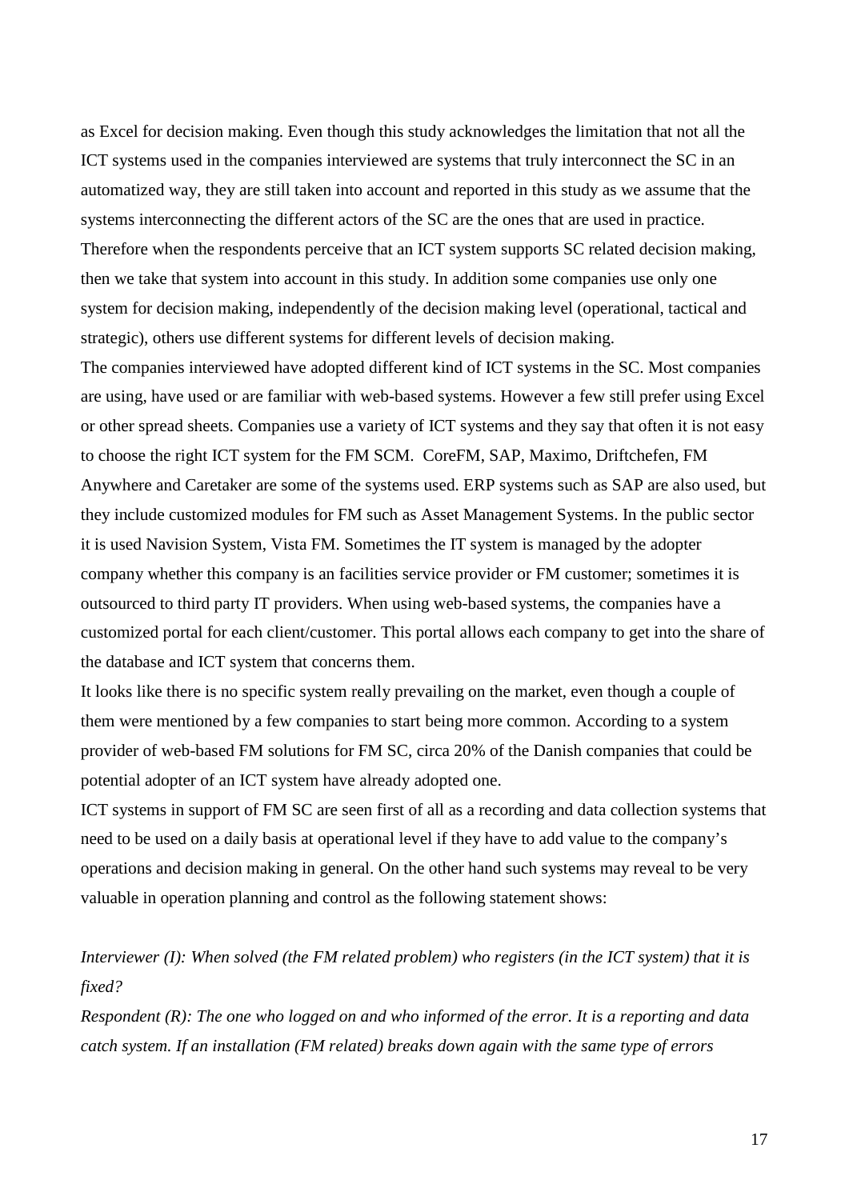as Excel for decision making. Even though this study acknowledges the limitation that not all the ICT systems used in the companies interviewed are systems that truly interconnect the SC in an automatized way, they are still taken into account and reported in this study as we assume that the systems interconnecting the different actors of the SC are the ones that are used in practice. Therefore when the respondents perceive that an ICT system supports SC related decision making, then we take that system into account in this study. In addition some companies use only one system for decision making, independently of the decision making level (operational, tactical and strategic), others use different systems for different levels of decision making.

The companies interviewed have adopted different kind of ICT systems in the SC. Most companies are using, have used or are familiar with web-based systems. However a few still prefer using Excel or other spread sheets. Companies use a variety of ICT systems and they say that often it is not easy to choose the right ICT system for the FM SCM. CoreFM, SAP, Maximo, Driftchefen, FM Anywhere and Caretaker are some of the systems used. ERP systems such as SAP are also used, but they include customized modules for FM such as Asset Management Systems. In the public sector it is used Navision System, Vista FM. Sometimes the IT system is managed by the adopter company whether this company is an facilities service provider or FM customer; sometimes it is outsourced to third party IT providers. When using web-based systems, the companies have a customized portal for each client/customer. This portal allows each company to get into the share of the database and ICT system that concerns them.

It looks like there is no specific system really prevailing on the market, even though a couple of them were mentioned by a few companies to start being more common. According to a system provider of web-based FM solutions for FM SC, circa 20% of the Danish companies that could be potential adopter of an ICT system have already adopted one.

ICT systems in support of FM SC are seen first of all as a recording and data collection systems that need to be used on a daily basis at operational level if they have to add value to the company's operations and decision making in general. On the other hand such systems may reveal to be very valuable in operation planning and control as the following statement shows:

*Interviewer (I): When solved (the FM related problem) who registers (in the ICT system) that it is fixed?*

*Respondent (R): The one who logged on and who informed of the error. It is a reporting and data catch system. If an installation (FM related) breaks down again with the same type of errors*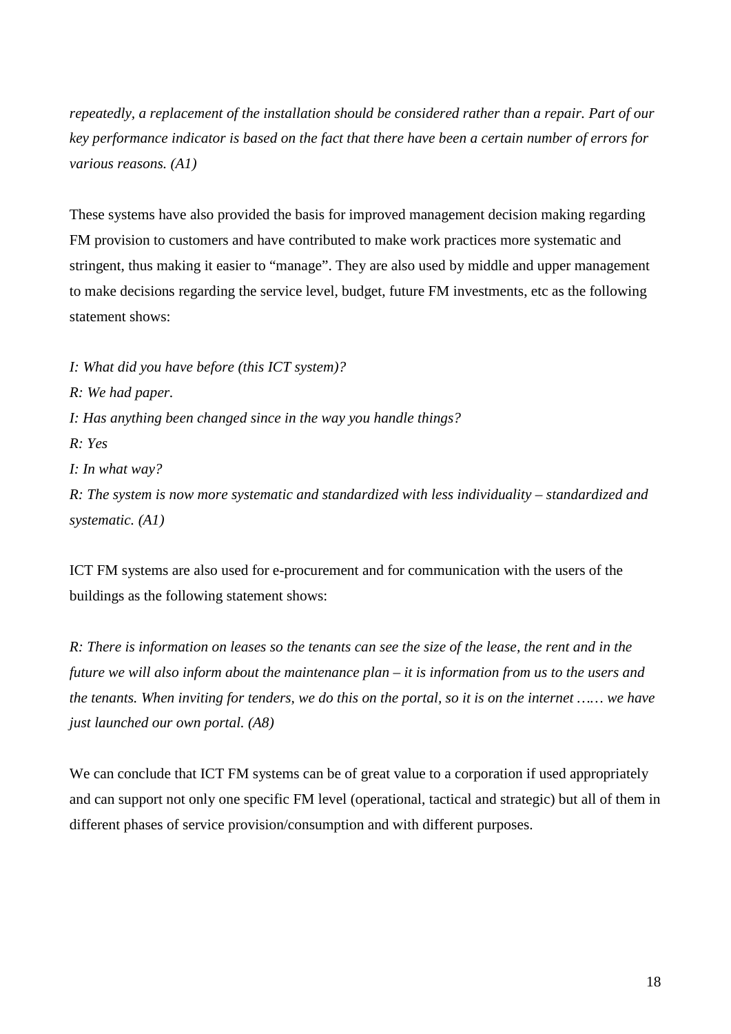*repeatedly, a replacement of the installation should be considered rather than a repair. Part of our key performance indicator is based on the fact that there have been a certain number of errors for various reasons. (A1)*

These systems have also provided the basis for improved management decision making regarding FM provision to customers and have contributed to make work practices more systematic and stringent, thus making it easier to "manage". They are also used by middle and upper management to make decisions regarding the service level, budget, future FM investments, etc as the following statement shows:

*I: What did you have before (this ICT system)?*
*R: We had paper.*
*I: Has anything been changed since in the way you handle things?*
*R: Yes*
*I: In what way?*
*R: The system is now more systematic and standardized with less individuality – standardized and systematic. (A1)*

ICT FM systems are also used for e-procurement and for communication with the users of the buildings as the following statement shows:

*R: There is information on leases so the tenants can see the size of the lease, the rent and in the future we will also inform about the maintenance plan – it is information from us to the users and the tenants. When inviting for tenders, we do this on the portal, so it is on the internet …… we have just launched our own portal. (A8)*

We can conclude that ICT FM systems can be of great value to a corporation if used appropriately and can support not only one specific FM level (operational, tactical and strategic) but all of them in different phases of service provision/consumption and with different purposes.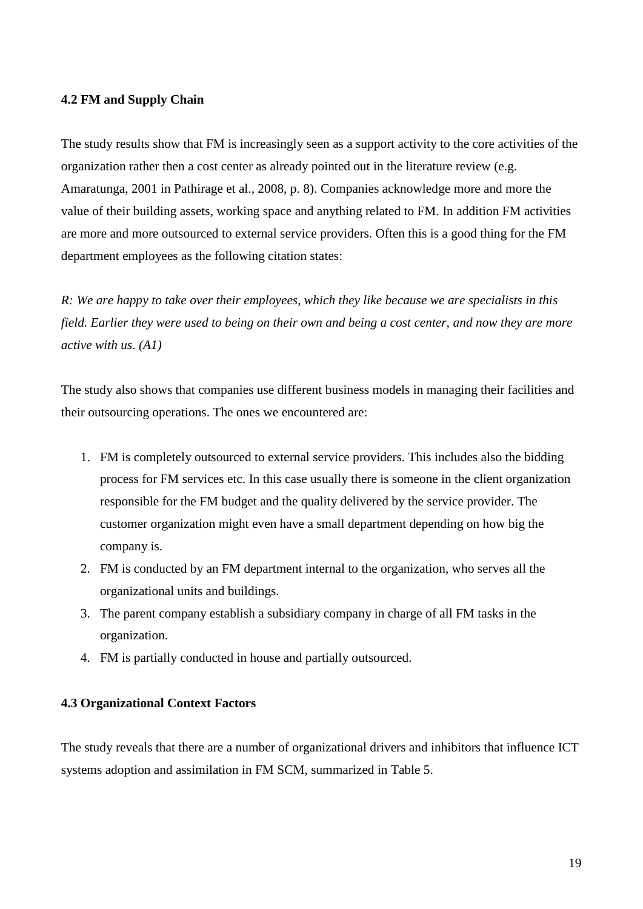### 4.2 FM and Supply Chain

The study results show that FM is increasingly seen as a support activity to the core activities of the organization rather then a cost center as already pointed out in the literature review (e.g. Amaratunga, 2001 in Pathirage et al., 2008, p. 8). Companies acknowledge more and more the value of their building assets, working space and anything related to FM. In addition FM activities are more and more outsourced to external service providers. Often this is a good thing for the FM department employees as the following citation states:

*R: We are happy to take over their employees, which they like because we are specialists in this field. Earlier they were used to being on their own and being a cost center, and now they are more active with us. (A1)*

The study also shows that companies use different business models in managing their facilities and their outsourcing operations. The ones we encountered are:

1. FM is completely outsourced to external service providers. This includes also the bidding process for FM services etc. In this case usually there is someone in the client organization responsible for the FM budget and the quality delivered by the service provider. The customer organization might even have a small department depending on how big the company is.
2. FM is conducted by an FM department internal to the organization, who serves all the organizational units and buildings.
3. The parent company establish a subsidiary company in charge of all FM tasks in the organization.
4. FM is partially conducted in house and partially outsourced.

### 4.3 Organizational Context Factors

The study reveals that there are a number of organizational drivers and inhibitors that influence ICT systems adoption and assimilation in FM SCM, summarized in Table 5.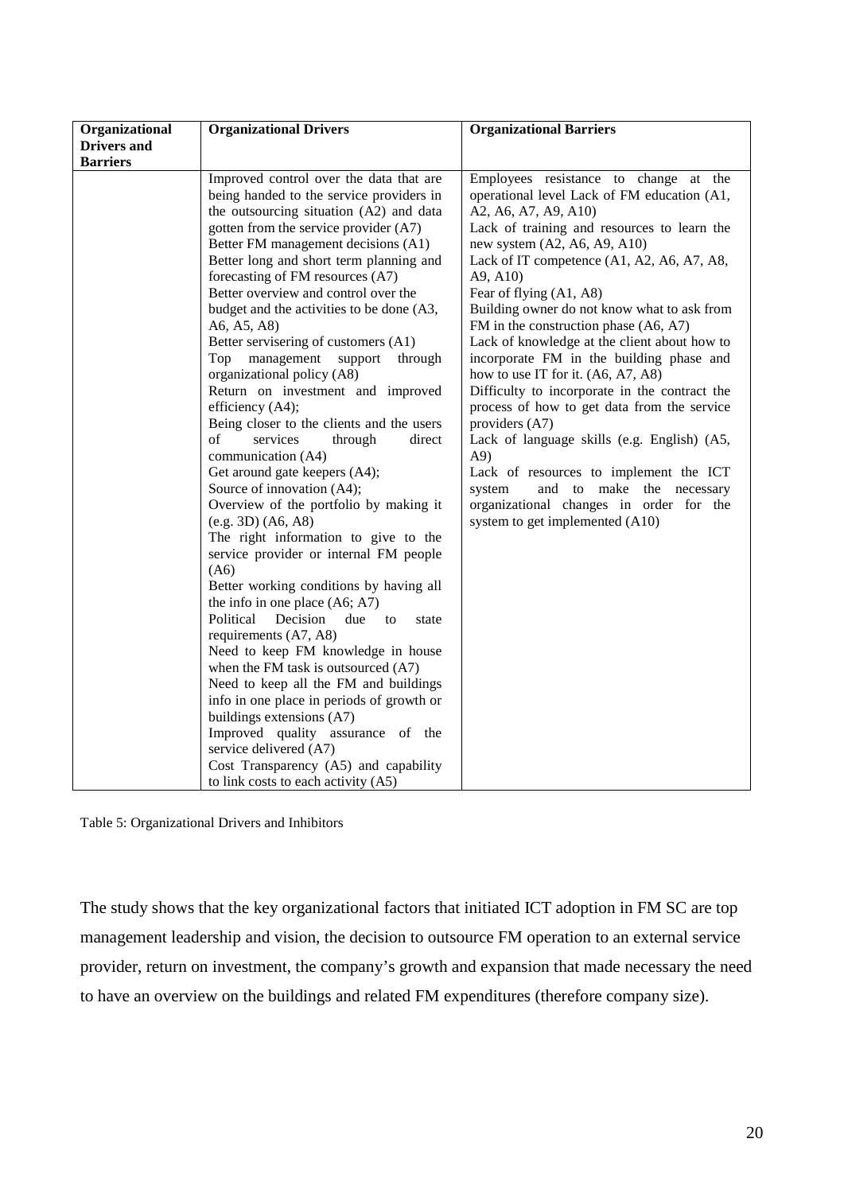| Organizational Drivers and Barriers | Organizational Drivers | Organizational Barriers |
|---|---|---|
| | Improved control over the data that are being handed to the service providers in the outsourcing situation (A2) and data gotten from the service provider (A7)<br>Better FM management decisions (A1)<br>Better long and short term planning and forecasting of FM resources (A7)<br>Better overview and control over the budget and the activities to be done (A3, A6, A5, A8)<br>Better servisering of customers (A1)<br>Top management support through organizational policy (A8)<br>Return on investment and improved efficiency (A4);<br>Being closer to the clients and the users of services through direct communication (A4)<br>Get around gate keepers (A4);<br>Source of innovation (A4);<br>Overview of the portfolio by making it (e.g. 3D) (A6, A8)<br>The right information to give to the service provider or internal FM people (A6)<br>Better working conditions by having all the info in one place (A6; A7)<br>Political Decision due to state requirements (A7, A8)<br>Need to keep FM knowledge in house when the FM task is outsourced (A7)<br>Need to keep all the FM and buildings info in one place in periods of growth or buildings extensions (A7)<br>Improved quality assurance of the service delivered (A7)<br>Cost Transparency (A5) and capability to link costs to each activity (A5) | Employees resistance to change at the operational level Lack of FM education (A1, A2, A6, A7, A9, A10)<br>Lack of training and resources to learn the new system (A2, A6, A9, A10)<br>Lack of IT competence (A1, A2, A6, A7, A8, A9, A10)<br>Fear of flying (A1, A8)<br>Building owner do not know what to ask from FM in the construction phase (A6, A7)<br>Lack of knowledge at the client about how to incorporate FM in the building phase and how to use IT for it. (A6, A7, A8)<br>Difficulty to incorporate in the contract the process of how to get data from the service providers (A7)<br>Lack of language skills (e.g. English) (A5, A9)<br>Lack of resources to implement the ICT system and to make the necessary organizational changes in order for the system to get implemented (A10) |

Table 5: Organizational Drivers and Inhibitors

The study shows that the key organizational factors that initiated ICT adoption in FM SC are top management leadership and vision, the decision to outsource FM operation to an external service provider, return on investment, the company's growth and expansion that made necessary the need to have an overview on the buildings and related FM expenditures (therefore company size).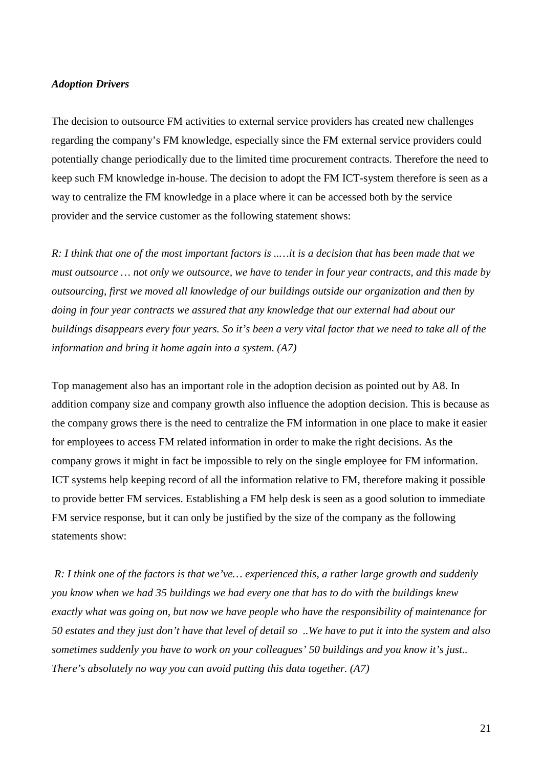***Adoption Drivers***

The decision to outsource FM activities to external service providers has created new challenges regarding the company's FM knowledge, especially since the FM external service providers could potentially change periodically due to the limited time procurement contracts. Therefore the need to keep such FM knowledge in-house. The decision to adopt the FM ICT-system therefore is seen as a way to centralize the FM knowledge in a place where it can be accessed both by the service provider and the service customer as the following statement shows:

*R: I think that one of the most important factors is ...…it is a decision that has been made that we must outsource … not only we outsource, we have to tender in four year contracts, and this made by outsourcing, first we moved all knowledge of our buildings outside our organization and then by doing in four year contracts we assured that any knowledge that our external had about our buildings disappears every four years. So it's been a very vital factor that we need to take all of the information and bring it home again into a system. (A7)*

Top management also has an important role in the adoption decision as pointed out by A8. In addition company size and company growth also influence the adoption decision. This is because as the company grows there is the need to centralize the FM information in one place to make it easier for employees to access FM related information in order to make the right decisions. As the company grows it might in fact be impossible to rely on the single employee for FM information. ICT systems help keeping record of all the information relative to FM, therefore making it possible to provide better FM services. Establishing a FM help desk is seen as a good solution to immediate FM service response, but it can only be justified by the size of the company as the following statements show:

*R: I think one of the factors is that we've… experienced this, a rather large growth and suddenly you know when we had 35 buildings we had every one that has to do with the buildings knew exactly what was going on, but now we have people who have the responsibility of maintenance for 50 estates and they just don't have that level of detail so ..We have to put it into the system and also sometimes suddenly you have to work on your colleagues' 50 buildings and you know it's just.. There's absolutely no way you can avoid putting this data together. (A7)*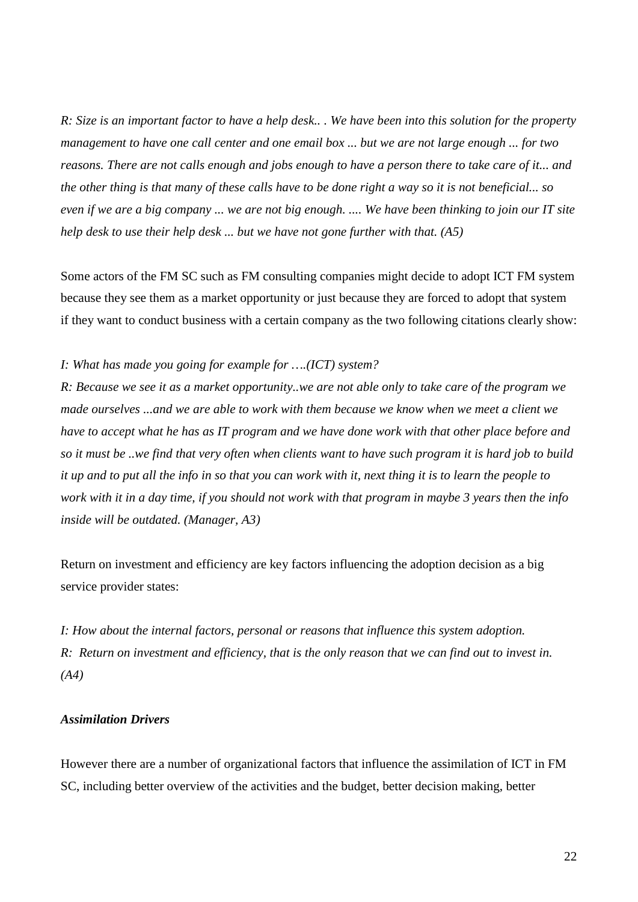*R: Size is an important factor to have a help desk.. . We have been into this solution for the property management to have one call center and one email box ... but we are not large enough ... for two reasons. There are not calls enough and jobs enough to have a person there to take care of it... and the other thing is that many of these calls have to be done right a way so it is not beneficial... so even if we are a big company ... we are not big enough. .... We have been thinking to join our IT site help desk to use their help desk ... but we have not gone further with that. (A5)*

Some actors of the FM SC such as FM consulting companies might decide to adopt ICT FM system because they see them as a market opportunity or just because they are forced to adopt that system if they want to conduct business with a certain company as the two following citations clearly show:

*I: What has made you going for example for ….(ICT) system?*
*R: Because we see it as a market opportunity..we are not able only to take care of the program we made ourselves ...and we are able to work with them because we know when we meet a client we have to accept what he has as IT program and we have done work with that other place before and so it must be ..we find that very often when clients want to have such program it is hard job to build it up and to put all the info in so that you can work with it, next thing it is to learn the people to work with it in a day time, if you should not work with that program in maybe 3 years then the info inside will be outdated. (Manager, A3)*

Return on investment and efficiency are key factors influencing the adoption decision as a big service provider states:

*I: How about the internal factors, personal or reasons that influence this system adoption.*
*R: Return on investment and efficiency, that is the only reason that we can find out to invest in. (A4)*

***Assimilation Drivers***

However there are a number of organizational factors that influence the assimilation of ICT in FM SC, including better overview of the activities and the budget, better decision making, better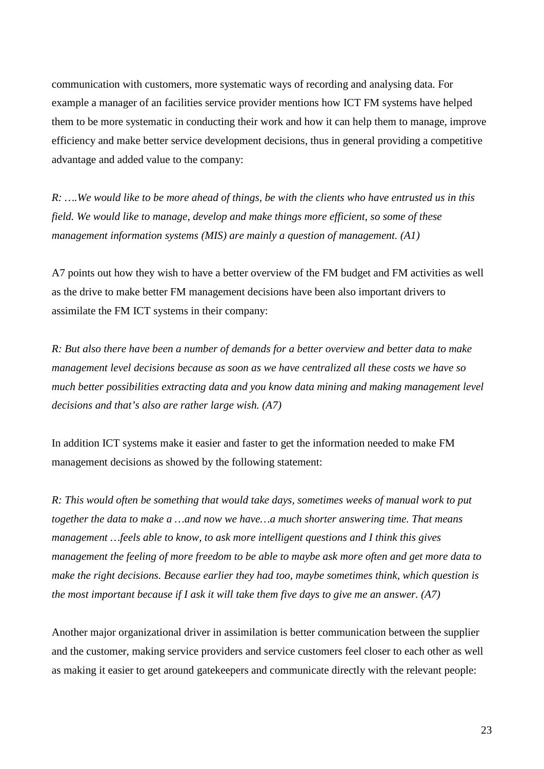communication with customers, more systematic ways of recording and analysing data. For example a manager of an facilities service provider mentions how ICT FM systems have helped them to be more systematic in conducting their work and how it can help them to manage, improve efficiency and make better service development decisions, thus in general providing a competitive advantage and added value to the company:

*R: ….We would like to be more ahead of things, be with the clients who have entrusted us in this field. We would like to manage, develop and make things more efficient, so some of these management information systems (MIS) are mainly a question of management. (A1)*

A7 points out how they wish to have a better overview of the FM budget and FM activities as well as the drive to make better FM management decisions have been also important drivers to assimilate the FM ICT systems in their company:

*R: But also there have been a number of demands for a better overview and better data to make management level decisions because as soon as we have centralized all these costs we have so much better possibilities extracting data and you know data mining and making management level decisions and that's also are rather large wish. (A7)*

In addition ICT systems make it easier and faster to get the information needed to make FM management decisions as showed by the following statement:

*R: This would often be something that would take days, sometimes weeks of manual work to put together the data to make a …and now we have…a much shorter answering time. That means management …feels able to know, to ask more intelligent questions and I think this gives management the feeling of more freedom to be able to maybe ask more often and get more data to make the right decisions. Because earlier they had too, maybe sometimes think, which question is the most important because if I ask it will take them five days to give me an answer. (A7)*

Another major organizational driver in assimilation is better communication between the supplier and the customer, making service providers and service customers feel closer to each other as well as making it easier to get around gatekeepers and communicate directly with the relevant people: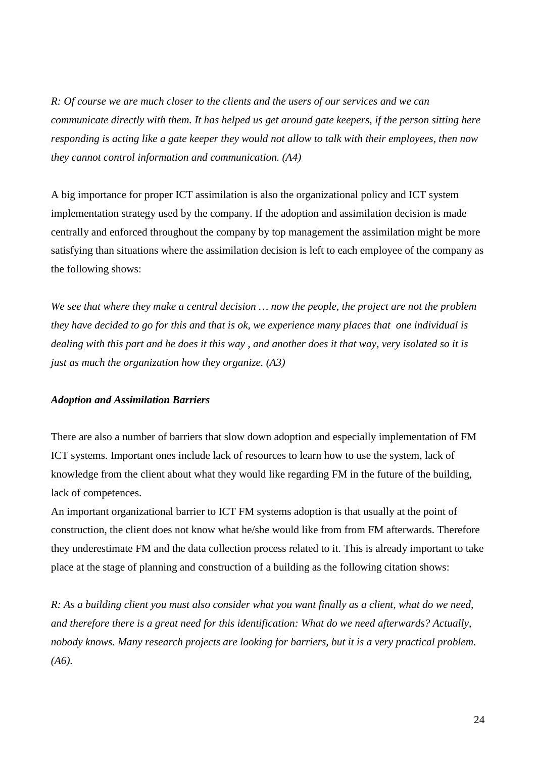*R: Of course we are much closer to the clients and the users of our services and we can communicate directly with them. It has helped us get around gate keepers, if the person sitting here responding is acting like a gate keeper they would not allow to talk with their employees, then now they cannot control information and communication. (A4)*

A big importance for proper ICT assimilation is also the organizational policy and ICT system implementation strategy used by the company. If the adoption and assimilation decision is made centrally and enforced throughout the company by top management the assimilation might be more satisfying than situations where the assimilation decision is left to each employee of the company as the following shows:

*We see that where they make a central decision … now the people, the project are not the problem they have decided to go for this and that is ok, we experience many places that one individual is dealing with this part and he does it this way , and another does it that way, very isolated so it is just as much the organization how they organize. (A3)*

***Adoption and Assimilation Barriers***

There are also a number of barriers that slow down adoption and especially implementation of FM ICT systems. Important ones include lack of resources to learn how to use the system, lack of knowledge from the client about what they would like regarding FM in the future of the building, lack of competences.

An important organizational barrier to ICT FM systems adoption is that usually at the point of construction, the client does not know what he/she would like from from FM afterwards. Therefore they underestimate FM and the data collection process related to it. This is already important to take place at the stage of planning and construction of a building as the following citation shows:

*R: As a building client you must also consider what you want finally as a client, what do we need, and therefore there is a great need for this identification: What do we need afterwards? Actually, nobody knows. Many research projects are looking for barriers, but it is a very practical problem. (A6).*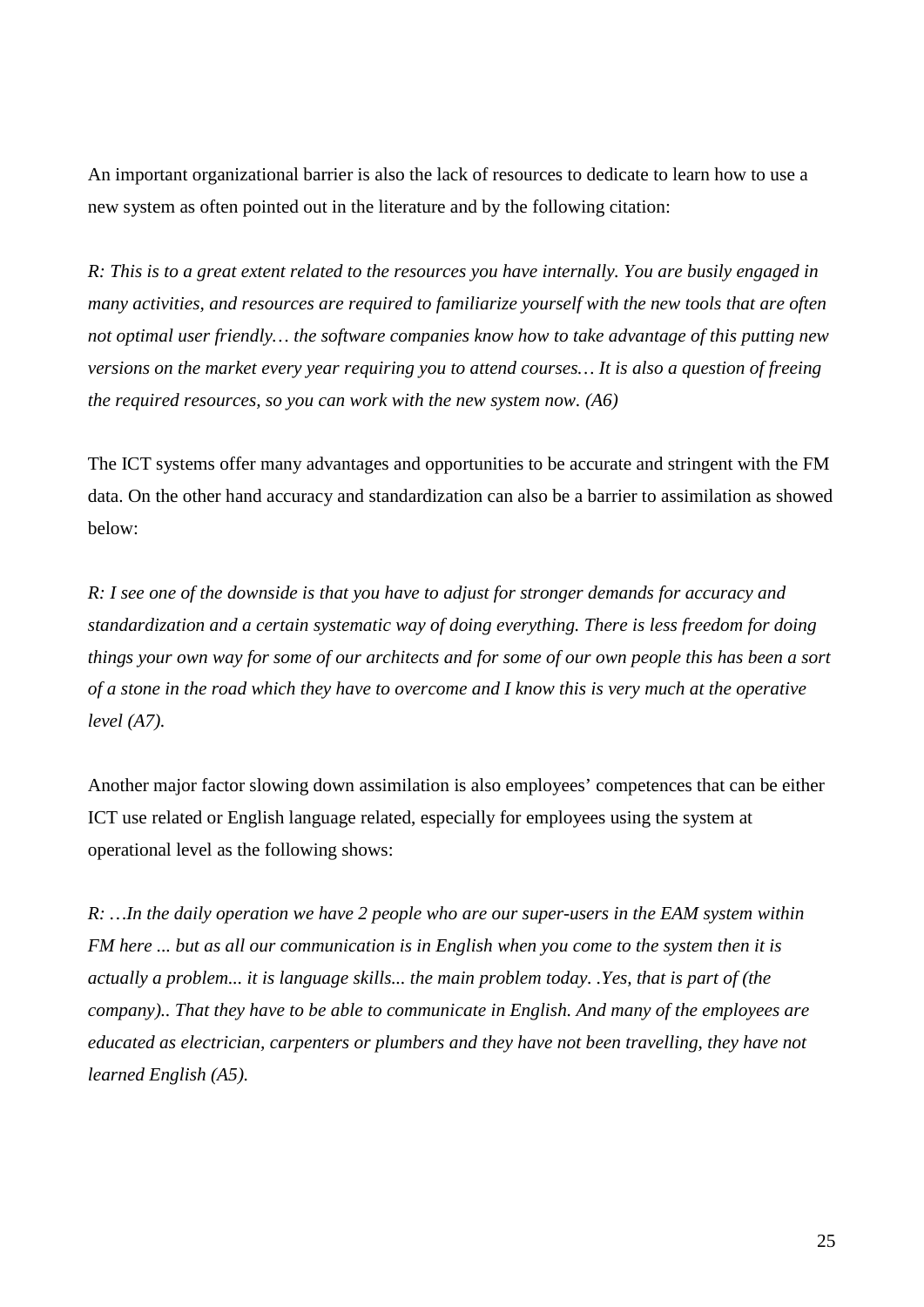An important organizational barrier is also the lack of resources to dedicate to learn how to use a new system as often pointed out in the literature and by the following citation:

*R: This is to a great extent related to the resources you have internally. You are busily engaged in many activities, and resources are required to familiarize yourself with the new tools that are often not optimal user friendly… the software companies know how to take advantage of this putting new versions on the market every year requiring you to attend courses… It is also a question of freeing the required resources, so you can work with the new system now. (A6)*

The ICT systems offer many advantages and opportunities to be accurate and stringent with the FM data. On the other hand accuracy and standardization can also be a barrier to assimilation as showed below:

*R: I see one of the downside is that you have to adjust for stronger demands for accuracy and standardization and a certain systematic way of doing everything. There is less freedom for doing things your own way for some of our architects and for some of our own people this has been a sort of a stone in the road which they have to overcome and I know this is very much at the operative level (A7).*

Another major factor slowing down assimilation is also employees' competences that can be either ICT use related or English language related, especially for employees using the system at operational level as the following shows:

*R: …In the daily operation we have 2 people who are our super-users in the EAM system within FM here ... but as all our communication is in English when you come to the system then it is actually a problem... it is language skills... the main problem today. .Yes, that is part of (the company).. That they have to be able to communicate in English. And many of the employees are educated as electrician, carpenters or plumbers and they have not been travelling, they have not learned English (A5).*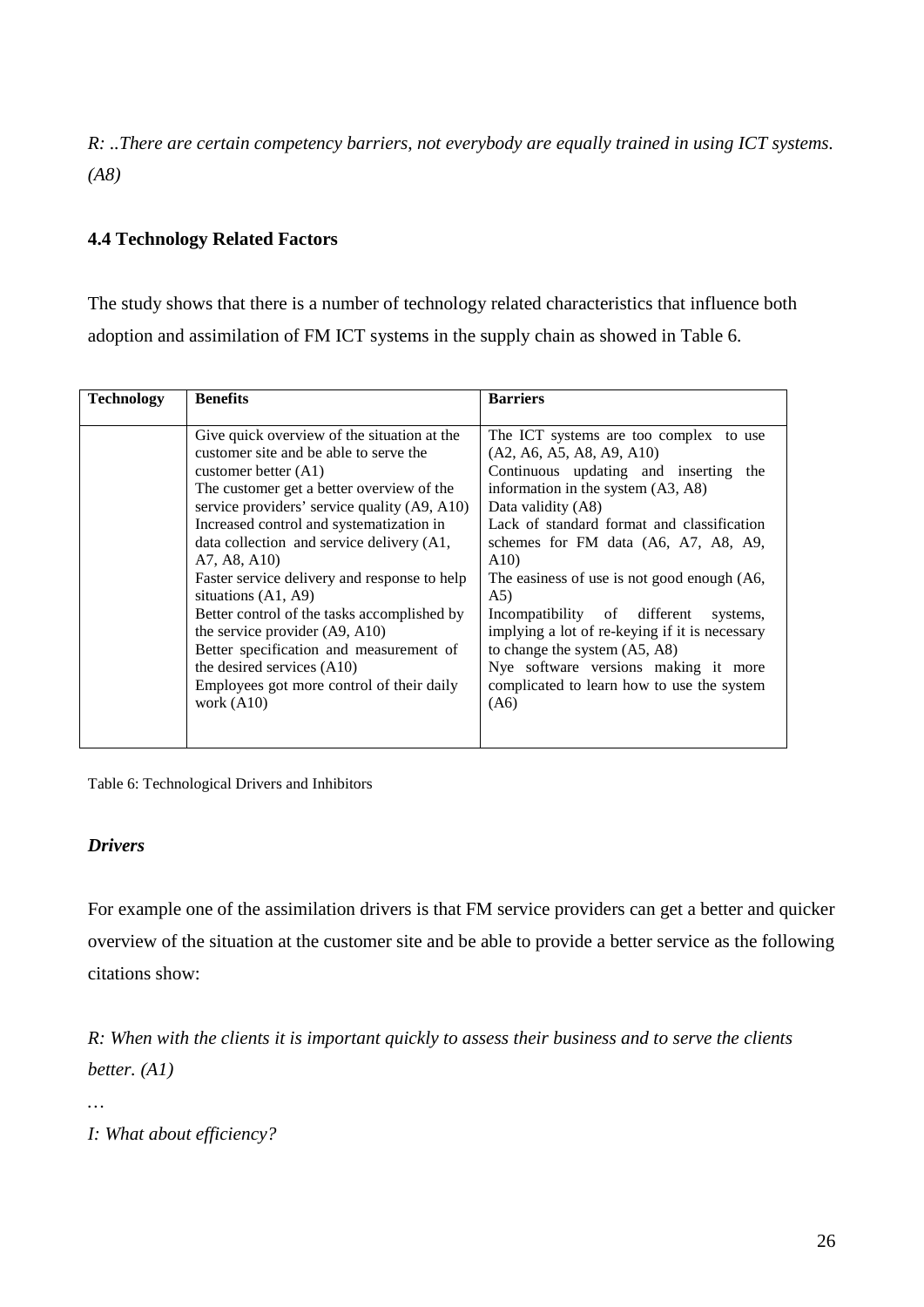*R: ..There are certain competency barriers, not everybody are equally trained in using ICT systems. (A8)*

### 4.4 Technology Related Factors

The study shows that there is a number of technology related characteristics that influence both adoption and assimilation of FM ICT systems in the supply chain as showed in Table 6.

| **Technology** | **Benefits** | **Barriers** |
|---|---|---|
| | Give quick overview of the situation at the customer site and be able to serve the customer better (A1)<br>The customer get a better overview of the service providers' service quality (A9, A10)<br>Increased control and systematization in data collection and service delivery (A1, A7, A8, A10)<br>Faster service delivery and response to help situations (A1, A9)<br>Better control of the tasks accomplished by the service provider (A9, A10)<br>Better specification and measurement of the desired services (A10)<br>Employees got more control of their daily work (A10) | The ICT systems are too complex to use (A2, A6, A5, A8, A9, A10)<br>Continuous updating and inserting the information in the system (A3, A8)<br>Data validity (A8)<br>Lack of standard format and classification schemes for FM data (A6, A7, A8, A9, A10)<br>The easiness of use is not good enough (A6, A5)<br>Incompatibility of different systems, implying a lot of re-keying if it is necessary to change the system (A5, A8)<br>Nye software versions making it more complicated to learn how to use the system (A6) |

Table 6: Technological Drivers and Inhibitors

***Drivers***

For example one of the assimilation drivers is that FM service providers can get a better and quicker overview of the situation at the customer site and be able to provide a better service as the following citations show:

*R: When with the clients it is important quickly to assess their business and to serve the clients better. (A1)*

*…*

*I: What about efficiency?*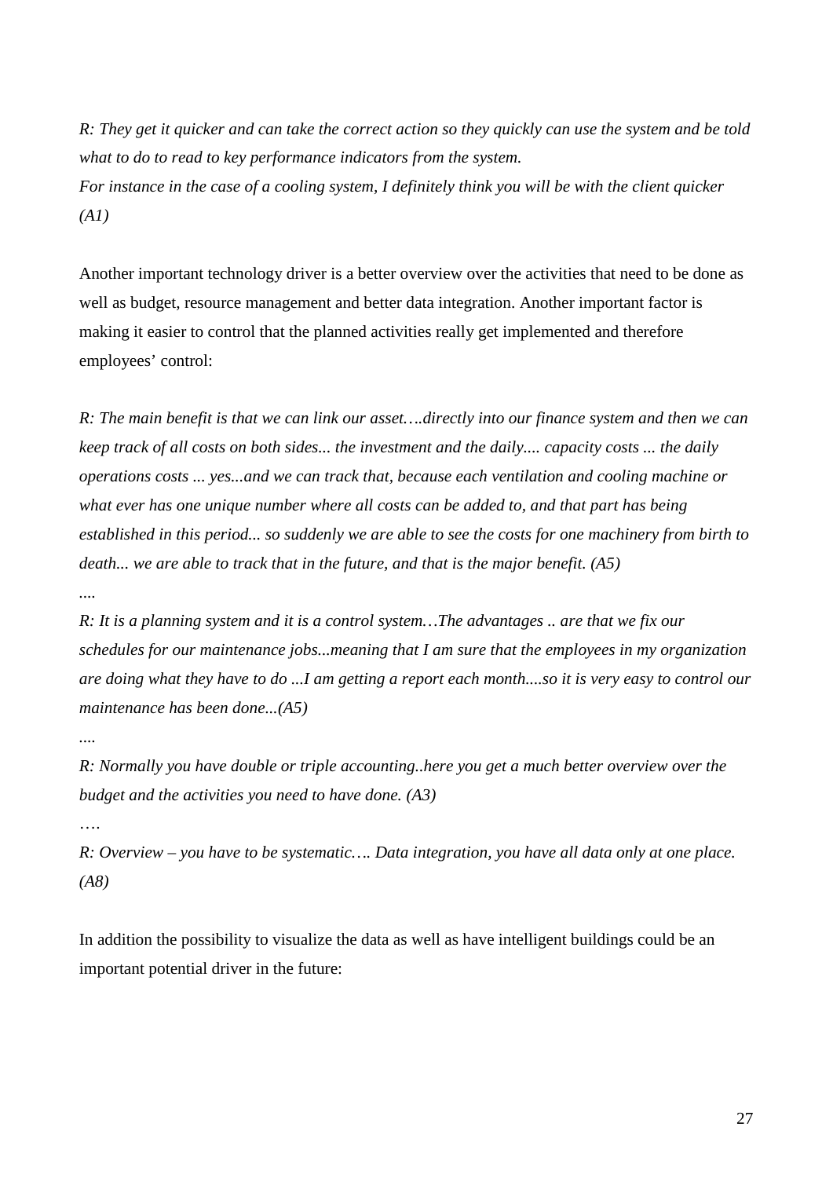*R: They get it quicker and can take the correct action so they quickly can use the system and be told what to do to read to key performance indicators from the system.*
*For instance in the case of a cooling system, I definitely think you will be with the client quicker (A1)*

Another important technology driver is a better overview over the activities that need to be done as well as budget, resource management and better data integration. Another important factor is making it easier to control that the planned activities really get implemented and therefore employees' control:

*R: The main benefit is that we can link our asset….directly into our finance system and then we can keep track of all costs on both sides... the investment and the daily.... capacity costs ... the daily operations costs ... yes...and we can track that, because each ventilation and cooling machine or what ever has one unique number where all costs can be added to, and that part has being established in this period... so suddenly we are able to see the costs for one machinery from birth to death... we are able to track that in the future, and that is the major benefit. (A5)*

*....*

*R: It is a planning system and it is a control system…The advantages .. are that we fix our schedules for our maintenance jobs...meaning that I am sure that the employees in my organization are doing what they have to do ...I am getting a report each month....so it is very easy to control our maintenance has been done...(A5)*

*....*

*R: Normally you have double or triple accounting..here you get a much better overview over the budget and the activities you need to have done. (A3)*

*….*

*R: Overview – you have to be systematic…. Data integration, you have all data only at one place. (A8)*

In addition the possibility to visualize the data as well as have intelligent buildings could be an important potential driver in the future: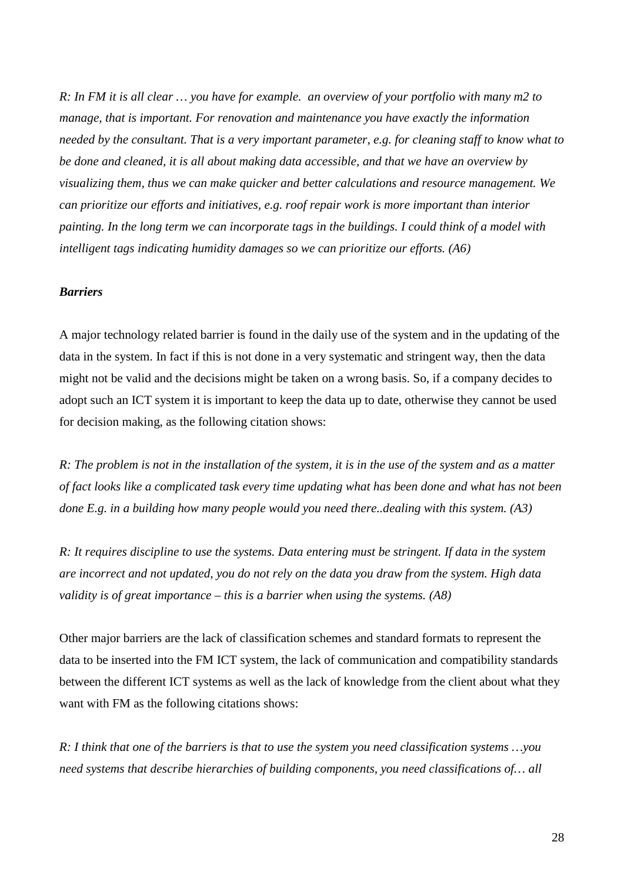*R: In FM it is all clear … you have for example. an overview of your portfolio with many m2 to manage, that is important. For renovation and maintenance you have exactly the information needed by the consultant. That is a very important parameter, e.g. for cleaning staff to know what to be done and cleaned, it is all about making data accessible, and that we have an overview by visualizing them, thus we can make quicker and better calculations and resource management. We can prioritize our efforts and initiatives, e.g. roof repair work is more important than interior painting. In the long term we can incorporate tags in the buildings. I could think of a model with intelligent tags indicating humidity damages so we can prioritize our efforts. (A6)*

***Barriers***

A major technology related barrier is found in the daily use of the system and in the updating of the data in the system. In fact if this is not done in a very systematic and stringent way, then the data might not be valid and the decisions might be taken on a wrong basis. So, if a company decides to adopt such an ICT system it is important to keep the data up to date, otherwise they cannot be used for decision making, as the following citation shows:

*R: The problem is not in the installation of the system, it is in the use of the system and as a matter of fact looks like a complicated task every time updating what has been done and what has not been done E.g. in a building how many people would you need there..dealing with this system. (A3)*

*R: It requires discipline to use the systems. Data entering must be stringent. If data in the system are incorrect and not updated, you do not rely on the data you draw from the system. High data validity is of great importance – this is a barrier when using the systems. (A8)*

Other major barriers are the lack of classification schemes and standard formats to represent the data to be inserted into the FM ICT system, the lack of communication and compatibility standards between the different ICT systems as well as the lack of knowledge from the client about what they want with FM as the following citations shows:

*R: I think that one of the barriers is that to use the system you need classification systems …you need systems that describe hierarchies of building components, you need classifications of… all*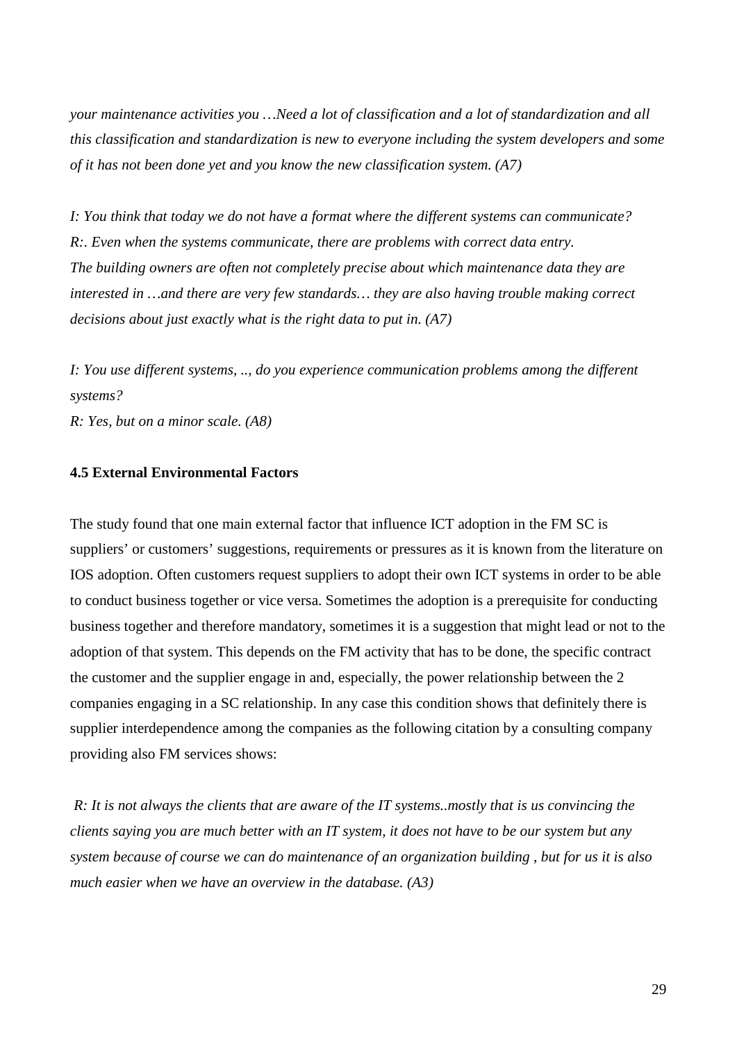*your maintenance activities you …Need a lot of classification and a lot of standardization and all this classification and standardization is new to everyone including the system developers and some of it has not been done yet and you know the new classification system. (A7)*

*I: You think that today we do not have a format where the different systems can communicate?*
*R:. Even when the systems communicate, there are problems with correct data entry.*
*The building owners are often not completely precise about which maintenance data they are interested in …and there are very few standards… they are also having trouble making correct decisions about just exactly what is the right data to put in. (A7)*

*I: You use different systems, .., do you experience communication problems among the different systems?*
*R: Yes, but on a minor scale. (A8)*

### 4.5 External Environmental Factors

The study found that one main external factor that influence ICT adoption in the FM SC is suppliers' or customers' suggestions, requirements or pressures as it is known from the literature on IOS adoption. Often customers request suppliers to adopt their own ICT systems in order to be able to conduct business together or vice versa. Sometimes the adoption is a prerequisite for conducting business together and therefore mandatory, sometimes it is a suggestion that might lead or not to the adoption of that system. This depends on the FM activity that has to be done, the specific contract the customer and the supplier engage in and, especially, the power relationship between the 2 companies engaging in a SC relationship. In any case this condition shows that definitely there is supplier interdependence among the companies as the following citation by a consulting company providing also FM services shows:

*R: It is not always the clients that are aware of the IT systems..mostly that is us convincing the clients saying you are much better with an IT system, it does not have to be our system but any system because of course we can do maintenance of an organization building , but for us it is also much easier when we have an overview in the database. (A3)*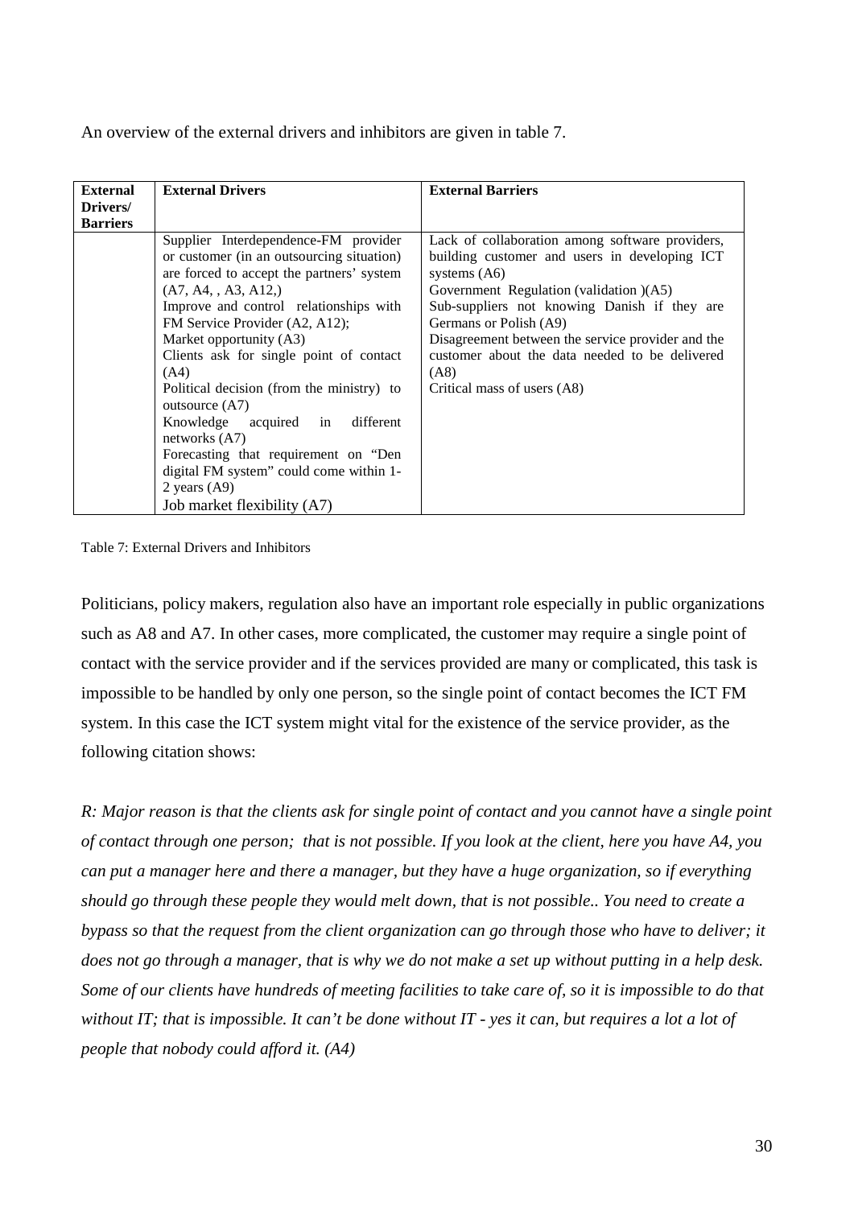An overview of the external drivers and inhibitors are given in table 7.

| External Drivers/ Barriers | External Drivers | External Barriers |
|---|---|---|
| | Supplier Interdependence-FM provider or customer (in an outsourcing situation) are forced to accept the partners' system (A7, A4, , A3, A12,)<br>Improve and control relationships with FM Service Provider (A2, A12);<br>Market opportunity (A3)<br>Clients ask for single point of contact (A4)<br>Political decision (from the ministry) to outsource (A7)<br>Knowledge acquired in different networks (A7)<br>Forecasting that requirement on "Den digital FM system" could come within 1-2 years (A9)<br>Job market flexibility (A7) | Lack of collaboration among software providers, building customer and users in developing ICT systems (A6)<br>Government Regulation (validation )(A5)<br>Sub-suppliers not knowing Danish if they are Germans or Polish (A9)<br>Disagreement between the service provider and the customer about the data needed to be delivered (A8)<br>Critical mass of users (A8) |

Table 7: External Drivers and Inhibitors

Politicians, policy makers, regulation also have an important role especially in public organizations such as A8 and A7. In other cases, more complicated, the customer may require a single point of contact with the service provider and if the services provided are many or complicated, this task is impossible to be handled by only one person, so the single point of contact becomes the ICT FM system. In this case the ICT system might vital for the existence of the service provider, as the following citation shows:

*R: Major reason is that the clients ask for single point of contact and you cannot have a single point of contact through one person; that is not possible. If you look at the client, here you have A4, you can put a manager here and there a manager, but they have a huge organization, so if everything should go through these people they would melt down, that is not possible.. You need to create a bypass so that the request from the client organization can go through those who have to deliver; it does not go through a manager, that is why we do not make a set up without putting in a help desk. Some of our clients have hundreds of meeting facilities to take care of, so it is impossible to do that without IT; that is impossible. It can't be done without IT - yes it can, but requires a lot a lot of people that nobody could afford it. (A4)*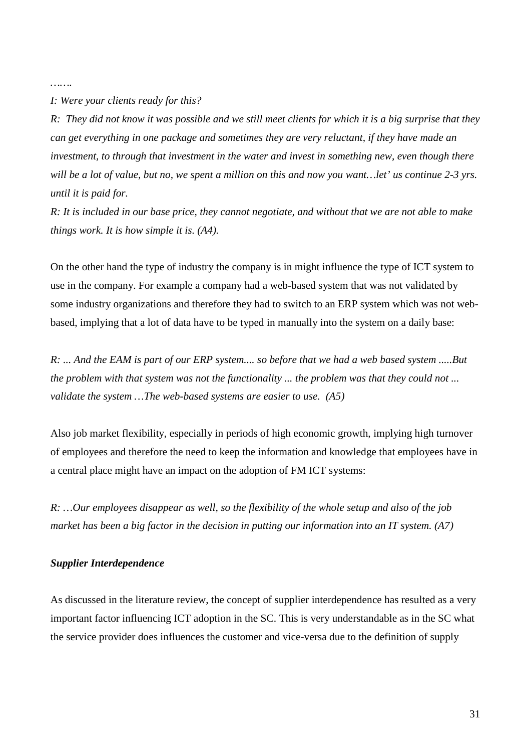*…….*

*I: Were your clients ready for this?*

*R: They did not know it was possible and we still meet clients for which it is a big surprise that they can get everything in one package and sometimes they are very reluctant, if they have made an investment, to through that investment in the water and invest in something new, even though there will be a lot of value, but no, we spent a million on this and now you want…let' us continue 2-3 yrs. until it is paid for.*

*R: It is included in our base price, they cannot negotiate, and without that we are not able to make things work. It is how simple it is. (A4).*

On the other hand the type of industry the company is in might influence the type of ICT system to use in the company. For example a company had a web-based system that was not validated by some industry organizations and therefore they had to switch to an ERP system which was not web-based, implying that a lot of data have to be typed in manually into the system on a daily base:

*R: ... And the EAM is part of our ERP system.... so before that we had a web based system .....But the problem with that system was not the functionality ... the problem was that they could not ... validate the system …The web-based systems are easier to use. (A5)*

Also job market flexibility, especially in periods of high economic growth, implying high turnover of employees and therefore the need to keep the information and knowledge that employees have in a central place might have an impact on the adoption of FM ICT systems:

*R: …Our employees disappear as well, so the flexibility of the whole setup and also of the job market has been a big factor in the decision in putting our information into an IT system. (A7)*

***Supplier Interdependence***

As discussed in the literature review, the concept of supplier interdependence has resulted as a very important factor influencing ICT adoption in the SC. This is very understandable as in the SC what the service provider does influences the customer and vice-versa due to the definition of supply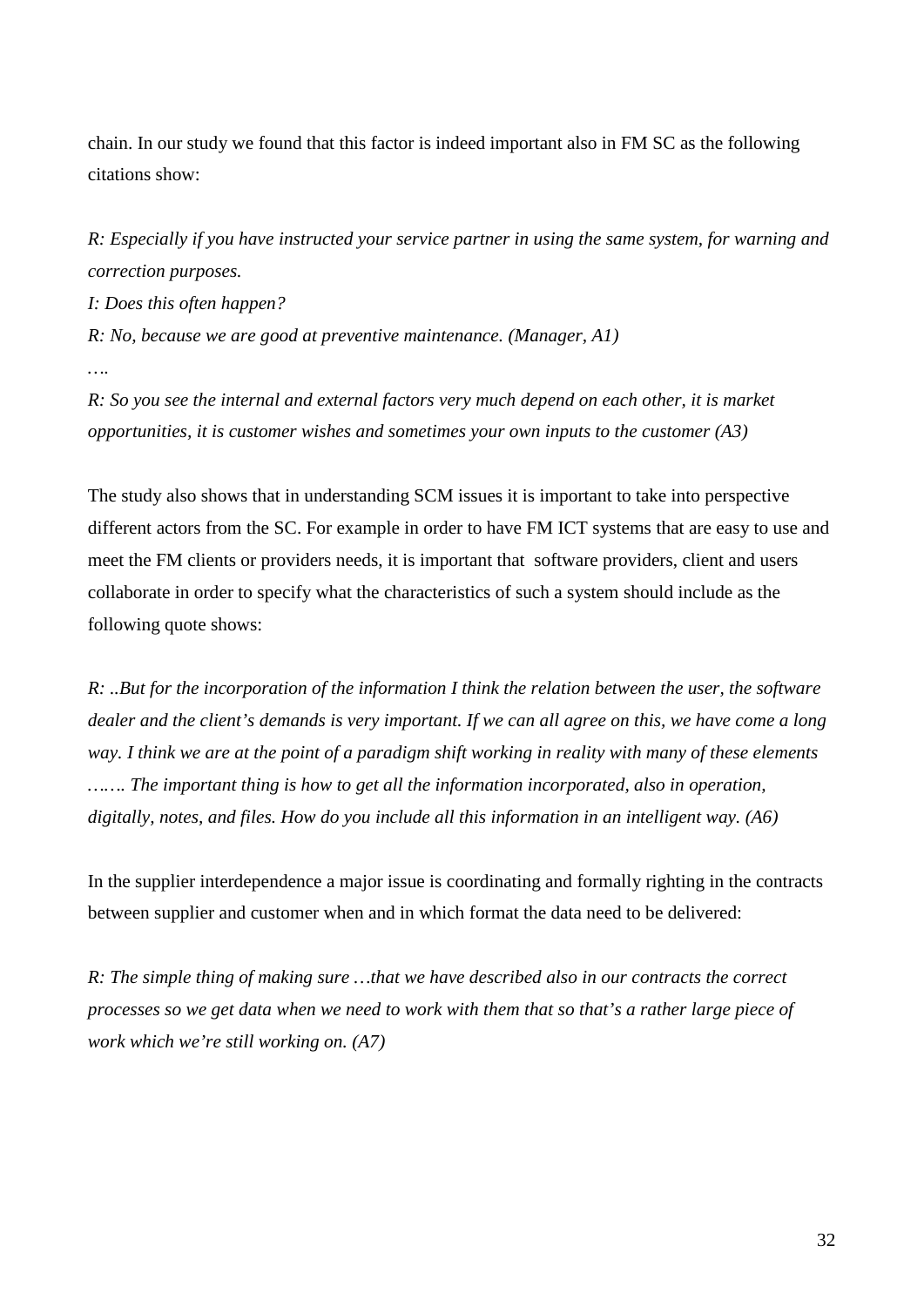chain. In our study we found that this factor is indeed important also in FM SC as the following citations show:

*R: Especially if you have instructed your service partner in using the same system, for warning and correction purposes.*

*I: Does this often happen?*

*R: No, because we are good at preventive maintenance. (Manager, A1)*

*….*

*R: So you see the internal and external factors very much depend on each other, it is market opportunities, it is customer wishes and sometimes your own inputs to the customer (A3)*

The study also shows that in understanding SCM issues it is important to take into perspective different actors from the SC. For example in order to have FM ICT systems that are easy to use and meet the FM clients or providers needs, it is important that software providers, client and users collaborate in order to specify what the characteristics of such a system should include as the following quote shows:

*R: ..But for the incorporation of the information I think the relation between the user, the software dealer and the client's demands is very important. If we can all agree on this, we have come a long way. I think we are at the point of a paradigm shift working in reality with many of these elements ……. The important thing is how to get all the information incorporated, also in operation, digitally, notes, and files. How do you include all this information in an intelligent way. (A6)*

In the supplier interdependence a major issue is coordinating and formally righting in the contracts between supplier and customer when and in which format the data need to be delivered:

*R: The simple thing of making sure …that we have described also in our contracts the correct processes so we get data when we need to work with them that so that's a rather large piece of work which we're still working on. (A7)*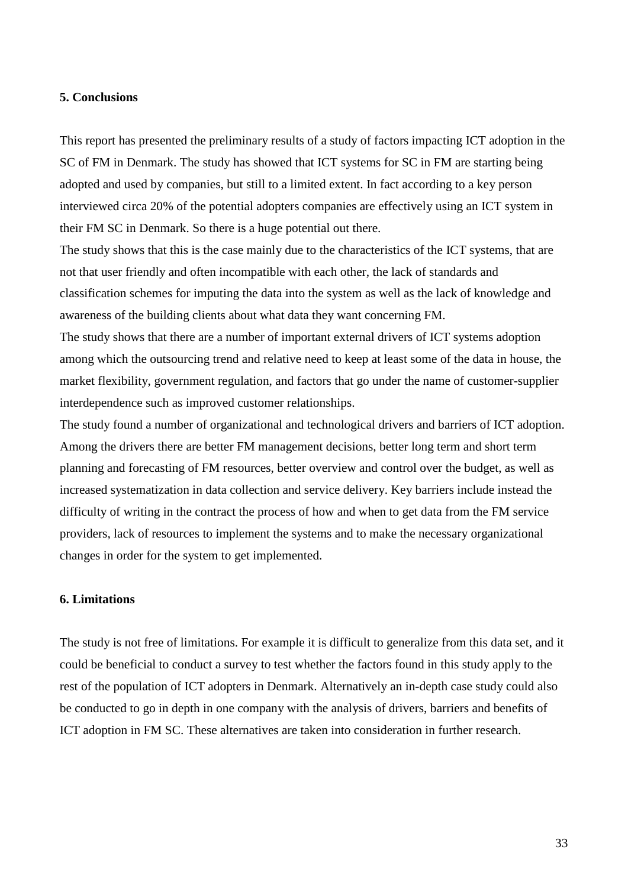## 5. Conclusions

This report has presented the preliminary results of a study of factors impacting ICT adoption in the SC of FM in Denmark. The study has showed that ICT systems for SC in FM are starting being adopted and used by companies, but still to a limited extent. In fact according to a key person interviewed circa 20% of the potential adopters companies are effectively using an ICT system in their FM SC in Denmark. So there is a huge potential out there.

The study shows that this is the case mainly due to the characteristics of the ICT systems, that are not that user friendly and often incompatible with each other, the lack of standards and classification schemes for imputing the data into the system as well as the lack of knowledge and awareness of the building clients about what data they want concerning FM.

The study shows that there are a number of important external drivers of ICT systems adoption among which the outsourcing trend and relative need to keep at least some of the data in house, the market flexibility, government regulation, and factors that go under the name of customer-supplier interdependence such as improved customer relationships.

The study found a number of organizational and technological drivers and barriers of ICT adoption. Among the drivers there are better FM management decisions, better long term and short term planning and forecasting of FM resources, better overview and control over the budget, as well as increased systematization in data collection and service delivery. Key barriers include instead the difficulty of writing in the contract the process of how and when to get data from the FM service providers, lack of resources to implement the systems and to make the necessary organizational changes in order for the system to get implemented.

## 6. Limitations

The study is not free of limitations. For example it is difficult to generalize from this data set, and it could be beneficial to conduct a survey to test whether the factors found in this study apply to the rest of the population of ICT adopters in Denmark. Alternatively an in-depth case study could also be conducted to go in depth in one company with the analysis of drivers, barriers and benefits of ICT adoption in FM SC. These alternatives are taken into consideration in further research.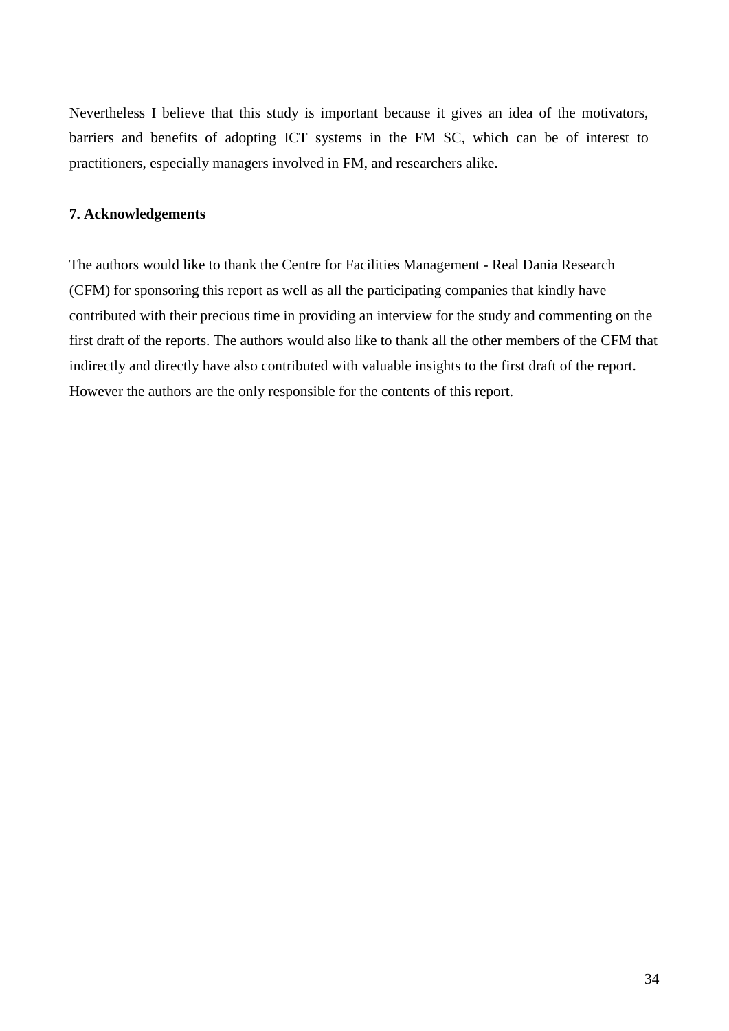Nevertheless I believe that this study is important because it gives an idea of the motivators, barriers and benefits of adopting ICT systems in the FM SC, which can be of interest to practitioners, especially managers involved in FM, and researchers alike.

## 7. Acknowledgements

The authors would like to thank the Centre for Facilities Management - Real Dania Research (CFM) for sponsoring this report as well as all the participating companies that kindly have contributed with their precious time in providing an interview for the study and commenting on the first draft of the reports. The authors would also like to thank all the other members of the CFM that indirectly and directly have also contributed with valuable insights to the first draft of the report. However the authors are the only responsible for the contents of this report.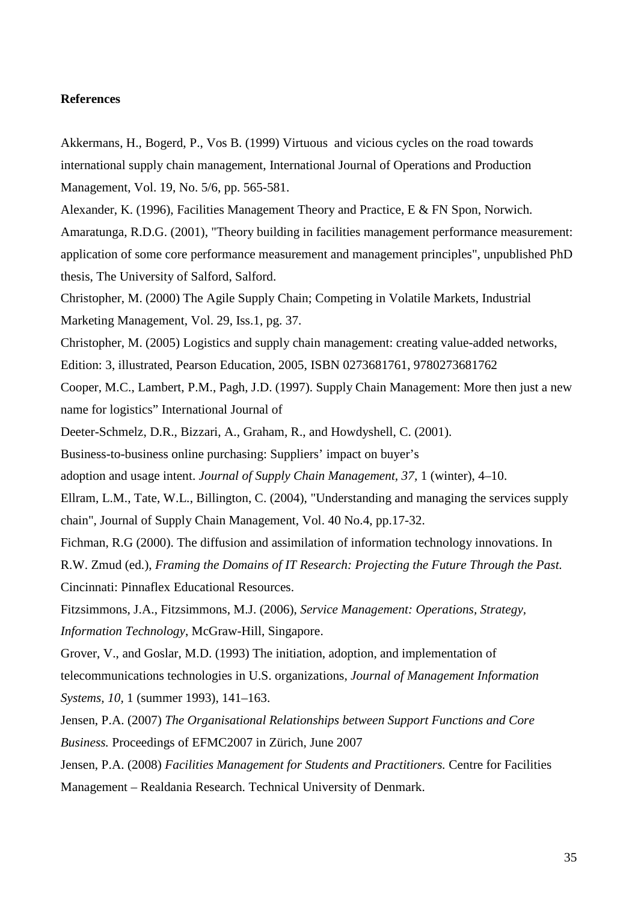**References**

Akkermans, H., Bogerd, P., Vos B. (1999) Virtuous and vicious cycles on the road towards international supply chain management, International Journal of Operations and Production Management, Vol. 19, No. 5/6, pp. 565-581.

Alexander, K. (1996), Facilities Management Theory and Practice, E & FN Spon, Norwich.

Amaratunga, R.D.G. (2001), "Theory building in facilities management performance measurement: application of some core performance measurement and management principles", unpublished PhD thesis, The University of Salford, Salford.

Christopher, M. (2000) The Agile Supply Chain; Competing in Volatile Markets, Industrial Marketing Management, Vol. 29, Iss.1, pg. 37.

Christopher, M. (2005) Logistics and supply chain management: creating value-added networks, Edition: 3, illustrated, Pearson Education, 2005, ISBN 0273681761, 9780273681762

Cooper, M.C., Lambert, P.M., Pagh, J.D. (1997). Supply Chain Management: More then just a new name for logistics" International Journal of

Deeter-Schmelz, D.R., Bizzari, A., Graham, R., and Howdyshell, C. (2001).
Business-to-business online purchasing: Suppliers' impact on buyer's
adoption and usage intent. *Journal of Supply Chain Management, 37,* 1 (winter), 4–10.

Ellram, L.M., Tate, W.L., Billington, C. (2004), "Understanding and managing the services supply chain", Journal of Supply Chain Management, Vol. 40 No.4, pp.17-32.

Fichman, R.G (2000). The diffusion and assimilation of information technology innovations. In R.W. Zmud (ed.), *Framing the Domains of IT Research: Projecting the Future Through the Past.* Cincinnati: Pinnaflex Educational Resources.

Fitzsimmons, J.A., Fitzsimmons, M.J. (2006), *Service Management: Operations, Strategy, Information Technology*, McGraw-Hill, Singapore.

Grover, V., and Goslar, M.D. (1993) The initiation, adoption, and implementation of telecommunications technologies in U.S. organizations, *Journal of Management Information Systems, 10,* 1 (summer 1993), 141–163.

Jensen, P.A. (2007) *The Organisational Relationships between Support Functions and Core Business.* Proceedings of EFMC2007 in Zürich, June 2007

Jensen, P.A. (2008) *Facilities Management for Students and Practitioners.* Centre for Facilities Management – Realdania Research. Technical University of Denmark.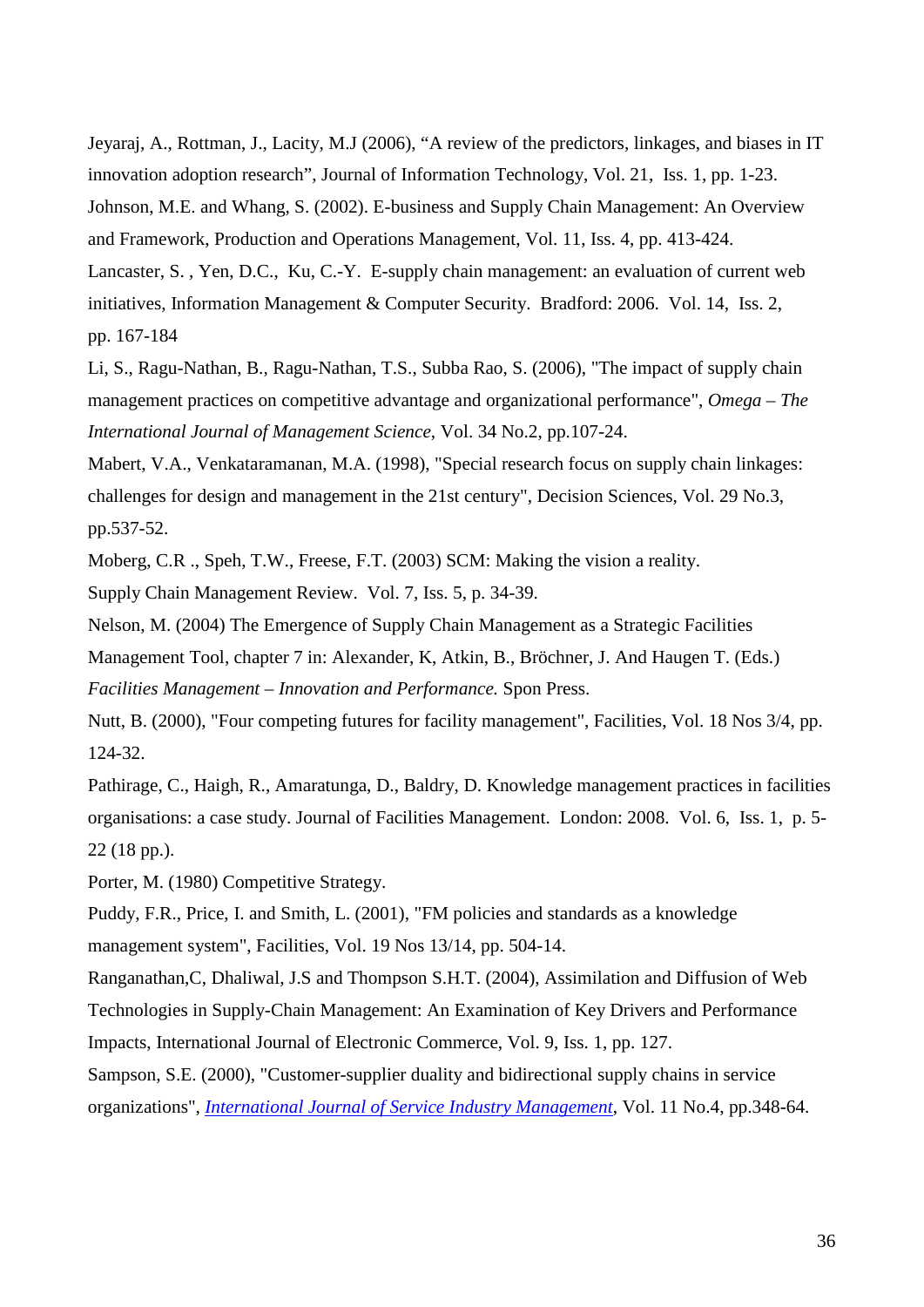Jeyaraj, A., Rottman, J., Lacity, M.J (2006), "A review of the predictors, linkages, and biases in IT innovation adoption research", Journal of Information Technology, Vol. 21, Iss. 1, pp. 1-23.

Johnson, M.E. and Whang, S. (2002). E-business and Supply Chain Management: An Overview and Framework, Production and Operations Management, Vol. 11, Iss. 4, pp. 413-424.

Lancaster, S. , Yen, D.C., Ku, C.-Y. E-supply chain management: an evaluation of current web initiatives, Information Management & Computer Security. Bradford: 2006. Vol. 14, Iss. 2, pp. 167-184

Li, S., Ragu-Nathan, B., Ragu-Nathan, T.S., Subba Rao, S. (2006), "The impact of supply chain management practices on competitive advantage and organizational performance", *Omega – The International Journal of Management Science*, Vol. 34 No.2, pp.107-24.

Mabert, V.A., Venkataramanan, M.A. (1998), "Special research focus on supply chain linkages: challenges for design and management in the 21st century", Decision Sciences, Vol. 29 No.3, pp.537-52.

Moberg, C.R ., Speh, T.W., Freese, F.T. (2003) SCM: Making the vision a reality. Supply Chain Management Review. Vol. 7, Iss. 5, p. 34-39.

Nelson, M. (2004) The Emergence of Supply Chain Management as a Strategic Facilities Management Tool, chapter 7 in: Alexander, K, Atkin, B., Bröchner, J. And Haugen T. (Eds.) *Facilities Management – Innovation and Performance.* Spon Press.

Nutt, B. (2000), "Four competing futures for facility management", Facilities, Vol. 18 Nos 3/4, pp. 124-32.

Pathirage, C., Haigh, R., Amaratunga, D., Baldry, D. Knowledge management practices in facilities organisations: a case study. Journal of Facilities Management. London: 2008. Vol. 6, Iss. 1, p. 5-22 (18 pp.).

Porter, M. (1980) Competitive Strategy.

Puddy, F.R., Price, I. and Smith, L. (2001), "FM policies and standards as a knowledge management system", Facilities, Vol. 19 Nos 13/14, pp. 504-14.

Ranganathan,C, Dhaliwal, J.S and Thompson S.H.T. (2004), Assimilation and Diffusion of Web Technologies in Supply-Chain Management: An Examination of Key Drivers and Performance Impacts, International Journal of Electronic Commerce, Vol. 9, Iss. 1, pp. 127.

Sampson, S.E. (2000), "Customer-supplier duality and bidirectional supply chains in service organizations", *International Journal of Service Industry Management*, Vol. 11 No.4, pp.348-64.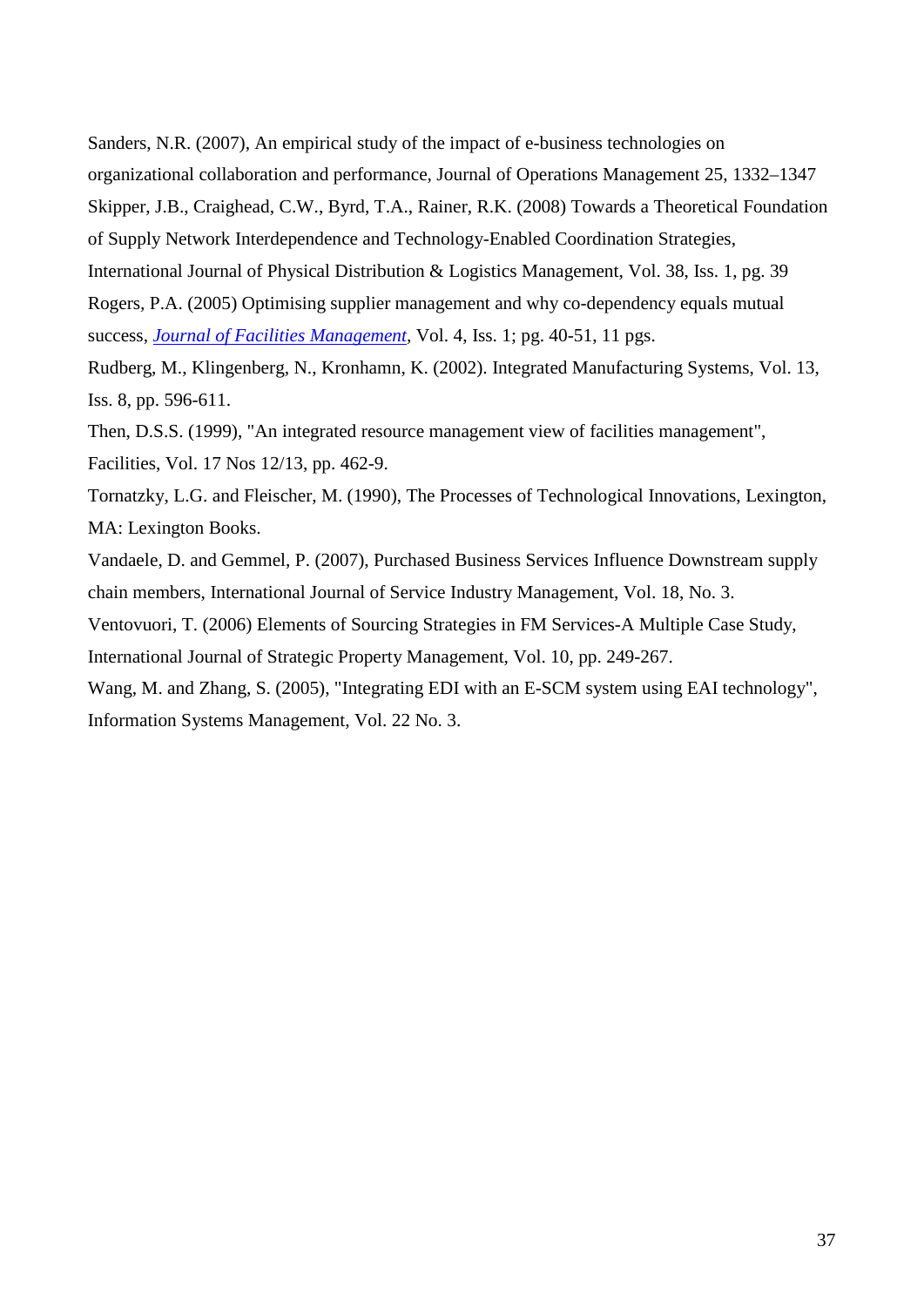Sanders, N.R. (2007), An empirical study of the impact of e-business technologies on organizational collaboration and performance, Journal of Operations Management 25, 1332–1347

Skipper, J.B., Craighead, C.W., Byrd, T.A., Rainer, R.K. (2008) Towards a Theoretical Foundation of Supply Network Interdependence and Technology-Enabled Coordination Strategies, International Journal of Physical Distribution & Logistics Management, Vol. 38, Iss. 1, pg. 39

Rogers, P.A. (2005) Optimising supplier management and why co-dependency equals mutual success, *Journal of Facilities Management*, Vol. 4, Iss. 1; pg. 40-51, 11 pgs.

Rudberg, M., Klingenberg, N., Kronhamn, K. (2002). Integrated Manufacturing Systems, Vol. 13, Iss. 8, pp. 596-611.

Then, D.S.S. (1999), "An integrated resource management view of facilities management", Facilities, Vol. 17 Nos 12/13, pp. 462-9.

Tornatzky, L.G. and Fleischer, M. (1990), The Processes of Technological Innovations, Lexington, MA: Lexington Books.

Vandaele, D. and Gemmel, P. (2007), Purchased Business Services Influence Downstream supply chain members, International Journal of Service Industry Management, Vol. 18, No. 3.

Ventovuori, T. (2006) Elements of Sourcing Strategies in FM Services-A Multiple Case Study, International Journal of Strategic Property Management, Vol. 10, pp. 249-267.

Wang, M. and Zhang, S. (2005), "Integrating EDI with an E-SCM system using EAI technology", Information Systems Management, Vol. 22 No. 3.